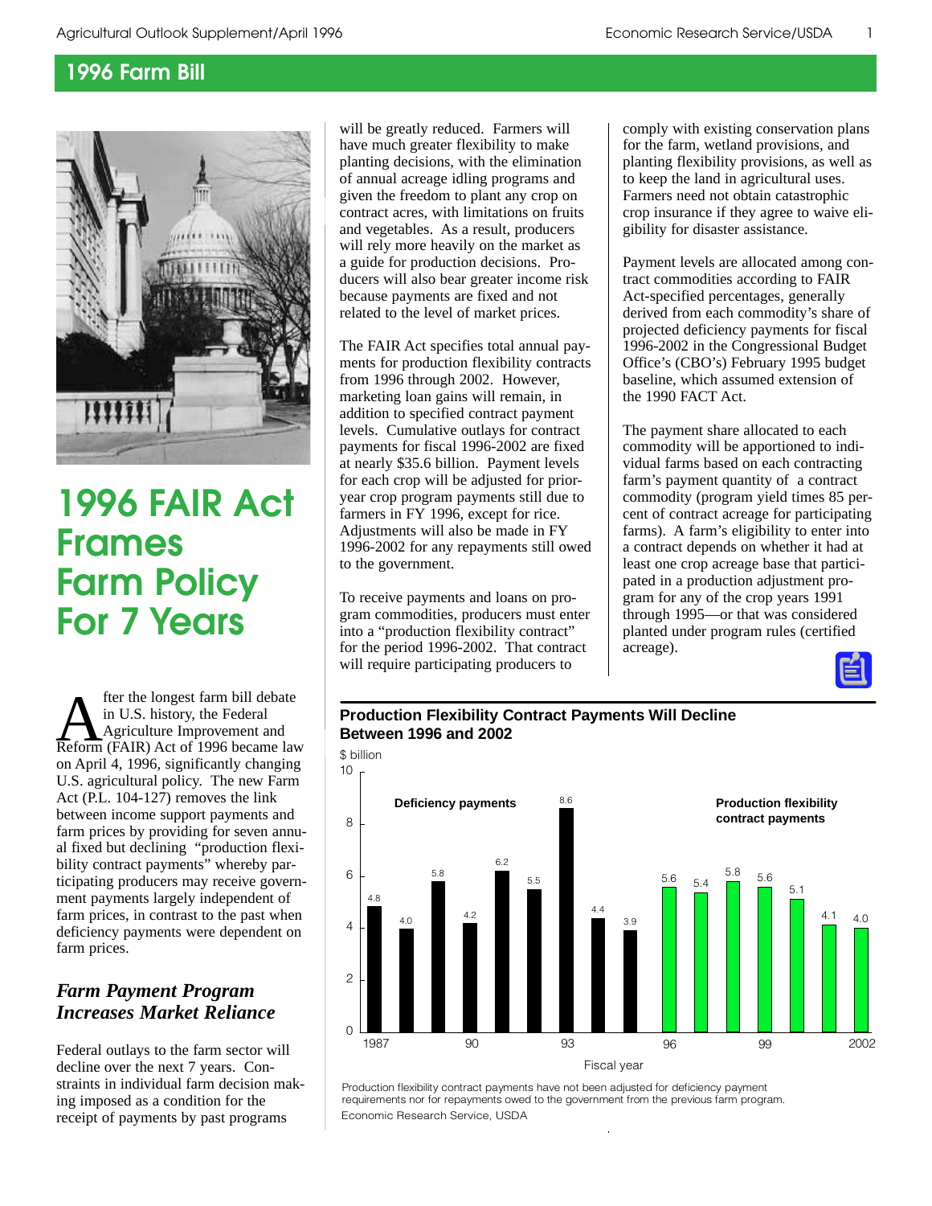## 1996 Farm Bill

# 1996 FAIR Act Frames Farm Policy For 7 Years

After the longest farm bill debate in U.S. history, the Federal Agriculture Improvement and Reform (FAIR) Act of 1996 became law on April 4, 1996, significantly changing U.S. agricultural policy. The new Farm Act (P.L. 104-127) removes the link between income support payments and farm prices by providing for seven annual fixed but declining "production flexibility contract payments" whereby participating producers may receive government payments largely independent of farm prices, in contrast to the past when deficiency payments were dependent on farm prices.

### *Farm Payment Program Increases Market Reliance*

Federal outlays to the farm sector will decline over the next 7 years. Constraints in individual farm decision making imposed as a condition for the receipt of payments by past programs will be greatly reduced. Farmers will have much greater flexibility to make planting decisions, with the elimination of annual acreage idling programs and given the freedom to plant any crop on contract acres, with limitations on fruits and vegetables. As a result, producers will rely more heavily on the market as a guide for production decisions. Producers will also bear greater income risk because payments are fixed and not related to the level of market prices.

The FAIR Act specifies total annual payments for production flexibility contracts from 1996 through 2002. However, marketing loan gains will remain, in addition to specified contract payment levels. Cumulative outlays for contract payments for fiscal 1996-2002 are fixed at nearly $35.6 billion. Payment levels for each crop will be adjusted for prior-year crop program payments still due to farmers in FY 1996, except for rice. Adjustments will also be made in FY 1996-2002 for any repayments still owed to the government.

To receive payments and loans on program commodities, producers must enter into a "production flexibility contract" for the period 1996-2002. That contract will require participating producers to comply with existing conservation plans for the farm, wetland provisions, and planting flexibility provisions, as well as to keep the land in agricultural uses. Farmers need not obtain catastrophic crop insurance if they agree to waive eligibility for disaster assistance.

Payment levels are allocated among contract commodities according to FAIR Act-specified percentages, generally derived from each commodity's share of projected deficiency payments for fiscal 1996-2002 in the Congressional Budget Office's (CBO's) February 1995 budget baseline, which assumed extension of the 1990 FACT Act.

The payment share allocated to each commodity will be apportioned to individual farms based on each contracting farm's payment quantity of a contract commodity (program yield times 85 percent of contract acreage for participating farms). A farm's eligibility to enter into a contract depends on whether it had at least one crop acreage base that participated in a production adjustment program for any of the crop years 1991 through 1995—or that was considered planted under program rules (certified acreage).

**Production Flexibility Contract Payments Will Decline Between 1996 and 2002**

$ billion

| Fiscal year | Deficiency payments | Production flexibility contract payments |
|---|---|---|
| 1987 | 4.8 | |
| 1988 | 4.0 | |
| 1989 | 5.8 | |
| 1990 | 4.2 | |
| 1991 | 6.2 | |
| 1992 | 5.5 | |
| 1993 | 8.6 | |
| 1994 | 4.4 | |
| 1995 | 3.9 | |
| 1996 | | 5.6 |
| 1997 | | 5.4 |
| 1998 | | 5.8 |
| 1999 | | 5.6 |
| 2000 | | 5.1 |
| 2001 | | 4.1 |
| 2002 | | 4.0 |

Production flexibility contract payments have not been adjusted for deficiency payment requirements nor for repayments owed to the government from the previous farm program.
Economic Research Service, USDA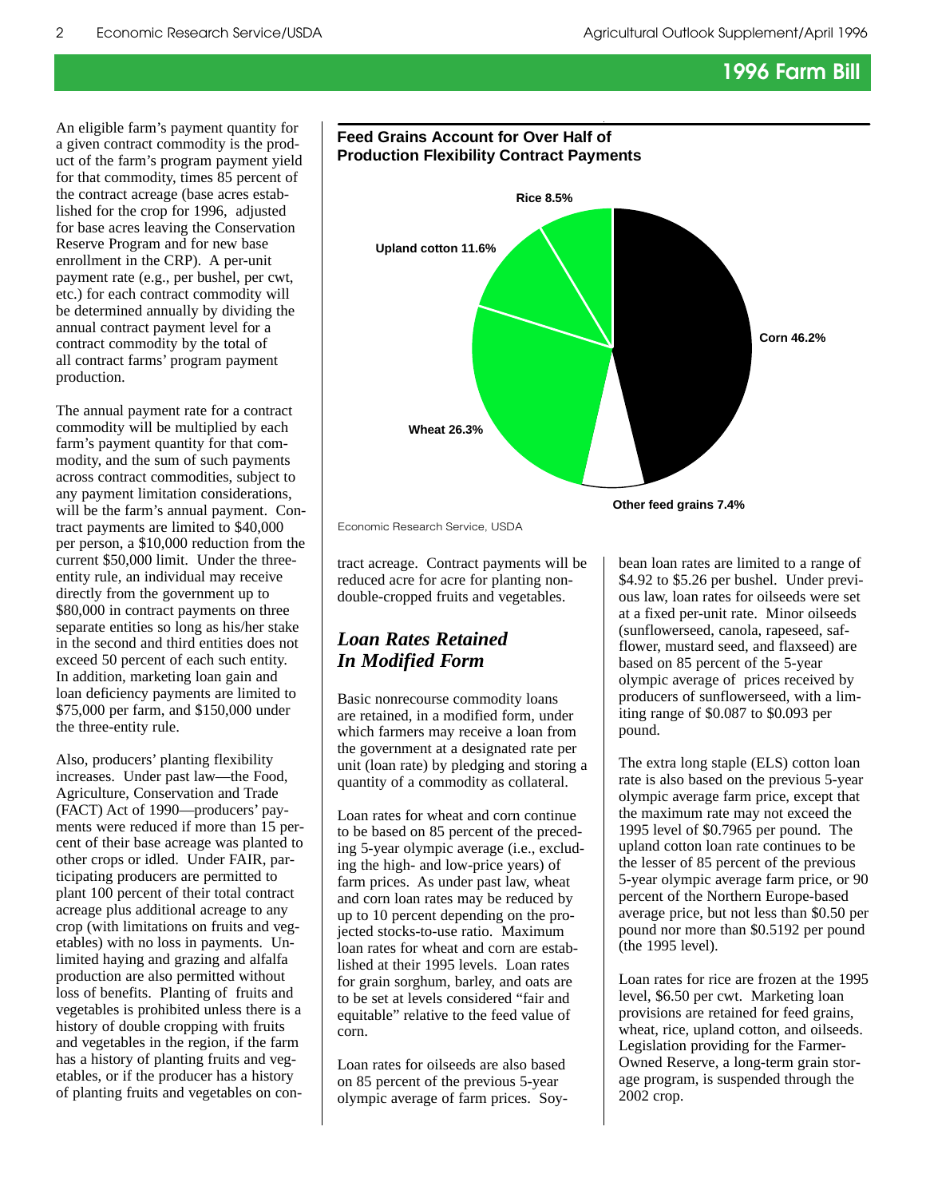## 1996 Farm Bill

An eligible farm's payment quantity for a given contract commodity is the product of the farm's program payment yield for that commodity, times 85 percent of the contract acreage (base acres established for the crop for 1996, adjusted for base acres leaving the Conservation Reserve Program and for new base enrollment in the CRP). A per-unit payment rate (e.g., per bushel, per cwt, etc.) for each contract commodity will be determined annually by dividing the annual contract payment level for a contract commodity by the total of all contract farms' program payment production.

The annual payment rate for a contract commodity will be multiplied by each farm's payment quantity for that commodity, and the sum of such payments across contract commodities, subject to any payment limitation considerations, will be the farm's annual payment. Contract payments are limited to $40,000 per person, a $10,000 reduction from the current $50,000 limit. Under the three-entity rule, an individual may receive directly from the government up to $80,000 in contract payments on three separate entities so long as his/her stake in the second and third entities does not exceed 50 percent of each such entity. In addition, marketing loan gain and loan deficiency payments are limited to $75,000 per farm, and $150,000 under the three-entity rule.

Also, producers' planting flexibility increases. Under past law—the Food, Agriculture, Conservation and Trade (FACT) Act of 1990—producers' payments were reduced if more than 15 percent of their base acreage was planted to other crops or idled. Under FAIR, participating producers are permitted to plant 100 percent of their total contract acreage plus additional acreage to any crop (with limitations on fruits and vegetables) with no loss in payments. Unlimited haying and grazing and alfalfa production are also permitted without loss of benefits. Planting of fruits and vegetables is prohibited unless there is a history of double cropping with fruits and vegetables in the region, if the farm has a history of planting fruits and vegetables, or if the producer has a history of planting fruits and vegetables on contract acreage. Contract payments will be reduced acre for acre for planting non-double-cropped fruits and vegetables.

**Feed Grains Account for Over Half of Production Flexibility Contract Payments**

| Commodity | Share |
|---|---|
| Corn | 46.2% |
| Other feed grains | 7.4% |
| Wheat | 26.3% |
| Upland cotton | 11.6% |
| Rice | 8.5% |

Economic Research Service, USDA

### *Loan Rates Retained In Modified Form*

Basic nonrecourse commodity loans are retained, in a modified form, under which farmers may receive a loan from the government at a designated rate per unit (loan rate) by pledging and storing a quantity of a commodity as collateral.

Loan rates for wheat and corn continue to be based on 85 percent of the preceding 5-year olympic average (i.e., excluding the high- and low-price years) of farm prices. As under past law, wheat and corn loan rates may be reduced by up to 10 percent depending on the projected stocks-to-use ratio. Maximum loan rates for wheat and corn are established at their 1995 levels. Loan rates for grain sorghum, barley, and oats are to be set at levels considered "fair and equitable" relative to the feed value of corn.

Loan rates for oilseeds are also based on 85 percent of the previous 5-year olympic average of farm prices. Soybean loan rates are limited to a range of $4.92 to $5.26 per bushel. Under previous law, loan rates for oilseeds were set at a fixed per-unit rate. Minor oilseeds (sunflowerseed, canola, rapeseed, safflower, mustard seed, and flaxseed) are based on 85 percent of the 5-year olympic average of prices received by producers of sunflowerseed, with a limiting range of $0.087 to $0.093 per pound.

The extra long staple (ELS) cotton loan rate is also based on the previous 5-year olympic average farm price, except that the maximum rate may not exceed the 1995 level of $0.7965 per pound. The upland cotton loan rate continues to be the lesser of 85 percent of the previous 5-year olympic average farm price, or 90 percent of the Northern Europe-based average price, but not less than $0.50 per pound nor more than $0.5192 per pound (the 1995 level).

Loan rates for rice are frozen at the 1995 level, $6.50 per cwt. Marketing loan provisions are retained for feed grains, wheat, rice, upland cotton, and oilseeds. Legislation providing for the Farmer-Owned Reserve, a long-term grain storage program, is suspended through the 2002 crop.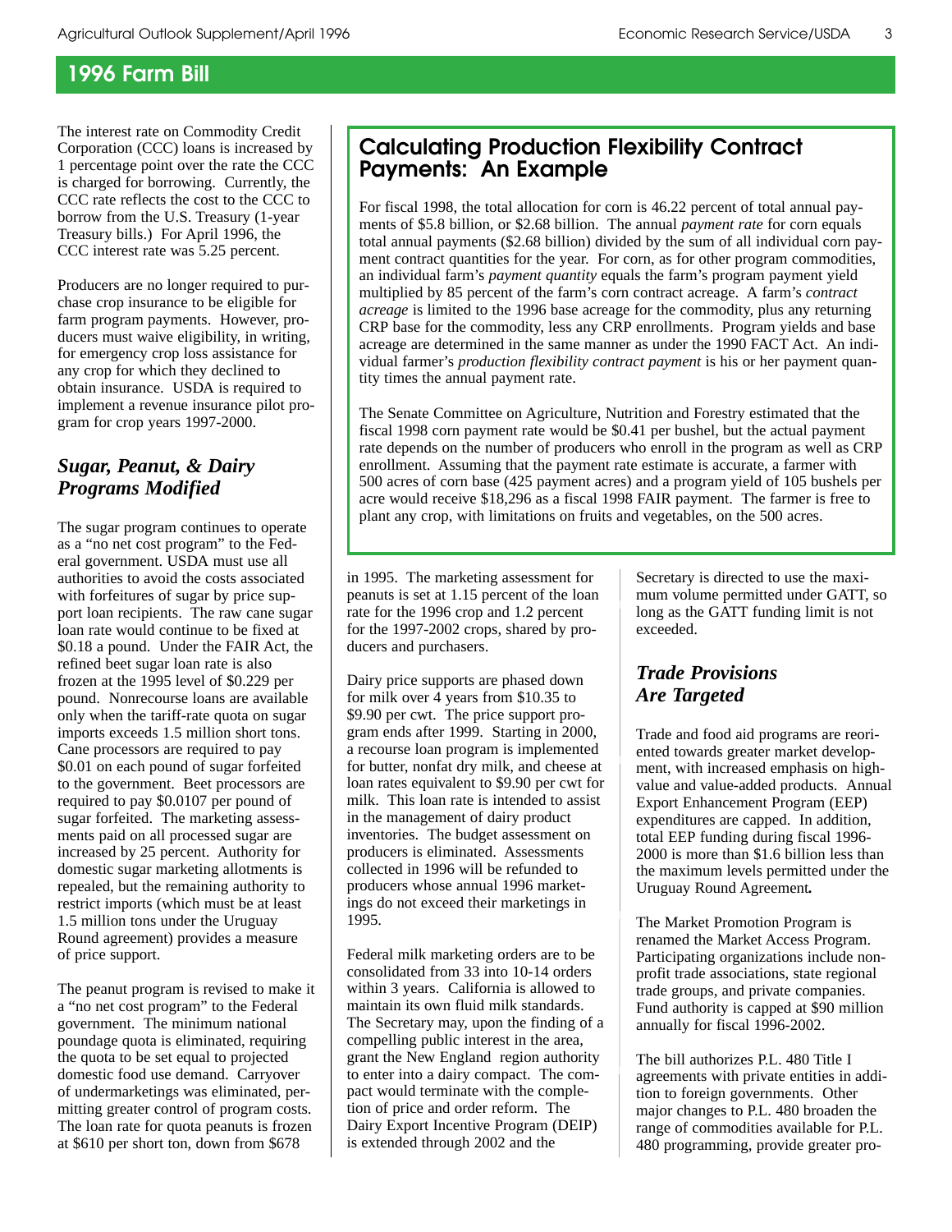## 1996 Farm Bill

The interest rate on Commodity Credit Corporation (CCC) loans is increased by 1 percentage point over the rate the CCC is charged for borrowing. Currently, the CCC rate reflects the cost to the CCC to borrow from the U.S. Treasury (1-year Treasury bills.) For April 1996, the CCC interest rate was 5.25 percent.

Producers are no longer required to purchase crop insurance to be eligible for farm program payments. However, producers must waive eligibility, in writing, for emergency crop loss assistance for any crop for which they declined to obtain insurance. USDA is required to implement a revenue insurance pilot program for crop years 1997-2000.

### *Sugar, Peanut, & Dairy Programs Modified*

The sugar program continues to operate as a "no net cost program" to the Federal government. USDA must use all authorities to avoid the costs associated with forfeitures of sugar by price support loan recipients. The raw cane sugar loan rate would continue to be fixed at $0.18 a pound. Under the FAIR Act, the refined beet sugar loan rate is also frozen at the 1995 level of $0.229 per pound. Nonrecourse loans are available only when the tariff-rate quota on sugar imports exceeds 1.5 million short tons. Cane processors are required to pay $0.01 on each pound of sugar forfeited to the government. Beet processors are required to pay $0.0107 per pound of sugar forfeited. The marketing assessments paid on all processed sugar are increased by 25 percent. Authority for domestic sugar marketing allotments is repealed, but the remaining authority to restrict imports (which must be at least 1.5 million tons under the Uruguay Round agreement) provides a measure of price support.

The peanut program is revised to make it a "no net cost program" to the Federal government. The minimum national poundage quota is eliminated, requiring the quota to be set equal to projected domestic food use demand. Carryover of undermarketings was eliminated, permitting greater control of program costs. The loan rate for quota peanuts is frozen at $610 per short ton, down from $678 in 1995. The marketing assessment for peanuts is set at 1.15 percent of the loan rate for the 1996 crop and 1.2 percent for the 1997-2002 crops, shared by producers and purchasers.

Dairy price supports are phased down for milk over 4 years from $10.35 to $9.90 per cwt. The price support program ends after 1999. Starting in 2000, a recourse loan program is implemented for butter, nonfat dry milk, and cheese at loan rates equivalent to $9.90 per cwt for milk. This loan rate is intended to assist in the management of dairy product inventories. The budget assessment on producers is eliminated. Assessments collected in 1996 will be refunded to producers whose annual 1996 marketings do not exceed their marketings in 1995.

Federal milk marketing orders are to be consolidated from 33 into 10-14 orders within 3 years. California is allowed to maintain its own fluid milk standards. The Secretary may, upon the finding of a compelling public interest in the area, grant the New England region authority to enter into a dairy compact. The compact would terminate with the completion of price and order reform. The Dairy Export Incentive Program (DEIP) is extended through 2002 and the Secretary is directed to use the maximum volume permitted under GATT, so long as the GATT funding limit is not exceeded.

### Calculating Production Flexibility Contract Payments: An Example

For fiscal 1998, the total allocation for corn is 46.22 percent of total annual payments of $5.8 billion, or $2.68 billion. The annual *payment rate* for corn equals total annual payments ($2.68 billion) divided by the sum of all individual corn payment contract quantities for the year. For corn, as for other program commodities, an individual farm's *payment quantity* equals the farm's program payment yield multiplied by 85 percent of the farm's corn contract acreage. A farm's *contract acreage* is limited to the 1996 base acreage for the commodity, plus any returning CRP base for the commodity, less any CRP enrollments. Program yields and base acreage are determined in the same manner as under the 1990 FACT Act. An individual farmer's *production flexibility contract payment* is his or her payment quantity times the annual payment rate.

The Senate Committee on Agriculture, Nutrition and Forestry estimated that the fiscal 1998 corn payment rate would be $0.41 per bushel, but the actual payment rate depends on the number of producers who enroll in the program as well as CRP enrollment. Assuming that the payment rate estimate is accurate, a farmer with 500 acres of corn base (425 payment acres) and a program yield of 105 bushels per acre would receive $18,296 as a fiscal 1998 FAIR payment. The farmer is free to plant any crop, with limitations on fruits and vegetables, on the 500 acres.

### *Trade Provisions Are Targeted*

Trade and food aid programs are reoriented towards greater market development, with increased emphasis on high-value and value-added products. Annual Export Enhancement Program (EEP) expenditures are capped. In addition, total EEP funding during fiscal 1996-2000 is more than $1.6 billion less than the maximum levels permitted under the Uruguay Round Agreement.

The Market Promotion Program is renamed the Market Access Program. Participating organizations include nonprofit trade associations, state regional trade groups, and private companies. Fund authority is capped at $90 million annually for fiscal 1996-2002.

The bill authorizes P.L. 480 Title I agreements with private entities in addition to foreign governments. Other major changes to P.L. 480 broaden the range of commodities available for P.L. 480 programming, provide greater pro-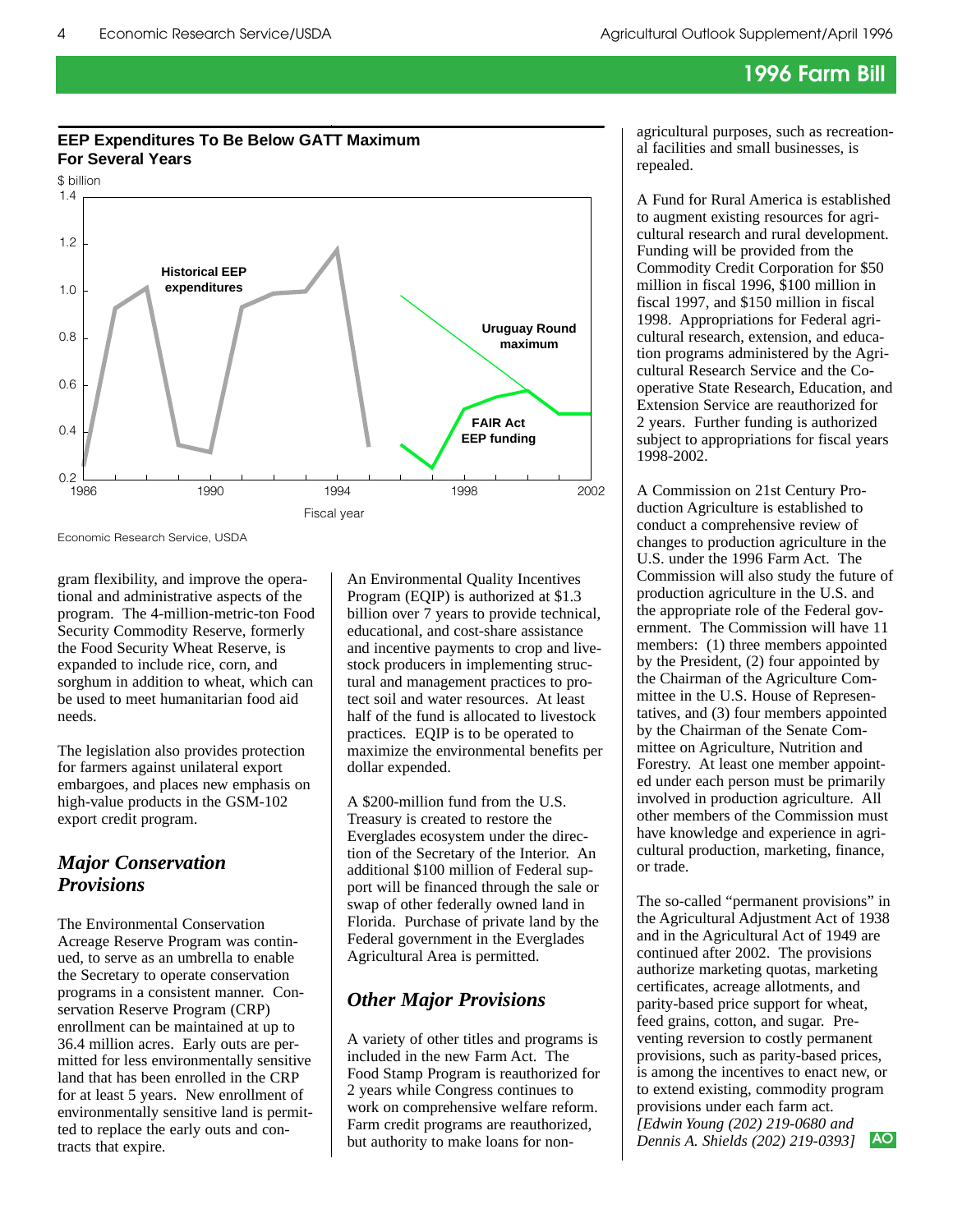## 1996 Farm Bill

**EEP Expenditures To Be Below GATT Maximum For Several Years**

$ billion

Historical EEP expenditures

Uruguay Round maximum

FAIR Act EEP funding

Fiscal year

Economic Research Service, USDA

gram flexibility, and improve the operational and administrative aspects of the program. The 4-million-metric-ton Food Security Commodity Reserve, formerly the Food Security Wheat Reserve, is expanded to include rice, corn, and sorghum in addition to wheat, which can be used to meet humanitarian food aid needs.

The legislation also provides protection for farmers against unilateral export embargoes, and places new emphasis on high-value products in the GSM-102 export credit program.

### *Major Conservation Provisions*

The Environmental Conservation Acreage Reserve Program was continued, to serve as an umbrella to enable the Secretary to operate conservation programs in a consistent manner. Conservation Reserve Program (CRP) enrollment can be maintained at up to 36.4 million acres. Early outs are permitted for less environmentally sensitive land that has been enrolled in the CRP for at least 5 years. New enrollment of environmentally sensitive land is permitted to replace the early outs and contracts that expire.

An Environmental Quality Incentives Program (EQIP) is authorized at $1.3 billion over 7 years to provide technical, educational, and cost-share assistance and incentive payments to crop and livestock producers in implementing structural and management practices to protect soil and water resources. At least half of the fund is allocated to livestock practices. EQIP is to be operated to maximize the environmental benefits per dollar expended.

A $200-million fund from the U.S. Treasury is created to restore the Everglades ecosystem under the direction of the Secretary of the Interior. An additional $100 million of Federal support will be financed through the sale or swap of other federally owned land in Florida. Purchase of private land by the Federal government in the Everglades Agricultural Area is permitted.

### *Other Major Provisions*

A variety of other titles and programs is included in the new Farm Act. The Food Stamp Program is reauthorized for 2 years while Congress continues to work on comprehensive welfare reform. Farm credit programs are reauthorized, but authority to make loans for nonagricultural purposes, such as recreational facilities and small businesses, is repealed.

A Fund for Rural America is established to augment existing resources for agricultural research and rural development. Funding will be provided from the Commodity Credit Corporation for $50 million in fiscal 1996, $100 million in fiscal 1997, and $150 million in fiscal 1998. Appropriations for Federal agricultural research, extension, and education programs administered by the Agricultural Research Service and the Cooperative State Research, Education, and Extension Service are reauthorized for 2 years. Further funding is authorized subject to appropriations for fiscal years 1998-2002.

A Commission on 21st Century Production Agriculture is established to conduct a comprehensive review of changes to production agriculture in the U.S. under the 1996 Farm Act. The Commission will also study the future of production agriculture in the U.S. and the appropriate role of the Federal government. The Commission will have 11 members: (1) three members appointed by the President, (2) four appointed by the Chairman of the Agriculture Committee in the U.S. House of Representatives, and (3) four members appointed by the Chairman of the Senate Committee on Agriculture, Nutrition and Forestry. At least one member appointed under each person must be primarily involved in production agriculture. All other members of the Commission must have knowledge and experience in agricultural production, marketing, finance, or trade.

The so-called "permanent provisions" in the Agricultural Adjustment Act of 1938 and in the Agricultural Act of 1949 are continued after 2002. The provisions authorize marketing quotas, marketing certificates, acreage allotments, and parity-based price support for wheat, feed grains, cotton, and sugar. Preventing reversion to costly permanent provisions, such as parity-based prices, is among the incentives to enact new, or to extend existing, commodity program provisions under each farm act.

*[Edwin Young (202) 219-0680 and Dennis A. Shields (202) 219-0393]*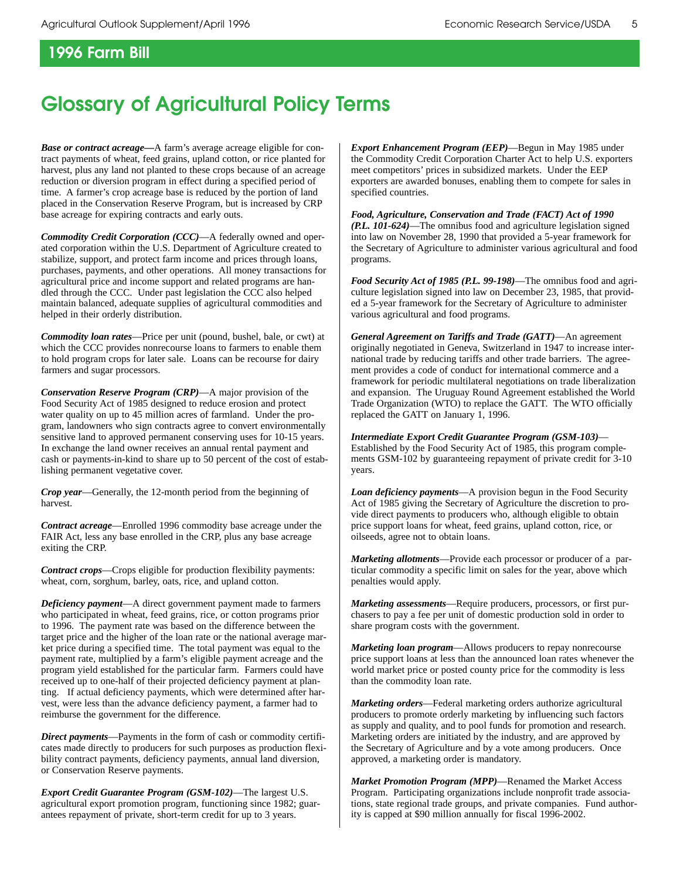## 1996 Farm Bill

# Glossary of Agricultural Policy Terms

***Base or contract acreage***—A farm's average acreage eligible for contract payments of wheat, feed grains, upland cotton, or rice planted for harvest, plus any land not planted to these crops because of an acreage reduction or diversion program in effect during a specified period of time. A farmer's crop acreage base is reduced by the portion of land placed in the Conservation Reserve Program, but is increased by CRP base acreage for expiring contracts and early outs.

***Commodity Credit Corporation (CCC)***—A federally owned and operated corporation within the U.S. Department of Agriculture created to stabilize, support, and protect farm income and prices through loans, purchases, payments, and other operations. All money transactions for agricultural price and income support and related programs are handled through the CCC. Under past legislation the CCC also helped maintain balanced, adequate supplies of agricultural commodities and helped in their orderly distribution.

***Commodity loan rates***—Price per unit (pound, bushel, bale, or cwt) at which the CCC provides nonrecourse loans to farmers to enable them to hold program crops for later sale. Loans can be recourse for dairy farmers and sugar processors.

***Conservation Reserve Program (CRP)***—A major provision of the Food Security Act of 1985 designed to reduce erosion and protect water quality on up to 45 million acres of farmland. Under the program, landowners who sign contracts agree to convert environmentally sensitive land to approved permanent conserving uses for 10-15 years. In exchange the land owner receives an annual rental payment and cash or payments-in-kind to share up to 50 percent of the cost of establishing permanent vegetative cover.

***Crop year***—Generally, the 12-month period from the beginning of harvest.

***Contract acreage***—Enrolled 1996 commodity base acreage under the FAIR Act, less any base enrolled in the CRP, plus any base acreage exiting the CRP.

***Contract crops***—Crops eligible for production flexibility payments: wheat, corn, sorghum, barley, oats, rice, and upland cotton.

***Deficiency payment***—A direct government payment made to farmers who participated in wheat, feed grains, rice, or cotton programs prior to 1996. The payment rate was based on the difference between the target price and the higher of the loan rate or the national average market price during a specified time. The total payment was equal to the payment rate, multiplied by a farm's eligible payment acreage and the program yield established for the particular farm. Farmers could have received up to one-half of their projected deficiency payment at planting. If actual deficiency payments, which were determined after harvest, were less than the advance deficiency payment, a farmer had to reimburse the government for the difference.

***Direct payments***—Payments in the form of cash or commodity certificates made directly to producers for such purposes as production flexibility contract payments, deficiency payments, annual land diversion, or Conservation Reserve payments.

***Export Credit Guarantee Program (GSM-102)***—The largest U.S. agricultural export promotion program, functioning since 1982; guarantees repayment of private, short-term credit for up to 3 years.

***Export Enhancement Program (EEP)***—Begun in May 1985 under the Commodity Credit Corporation Charter Act to help U.S. exporters meet competitors' prices in subsidized markets. Under the EEP exporters are awarded bonuses, enabling them to compete for sales in specified countries.

***Food, Agriculture, Conservation and Trade (FACT) Act of 1990 (P.L. 101-624)***—The omnibus food and agriculture legislation signed into law on November 28, 1990 that provided a 5-year framework for the Secretary of Agriculture to administer various agricultural and food programs.

***Food Security Act of 1985 (P.L. 99-198)***—The omnibus food and agriculture legislation signed into law on December 23, 1985, that provided a 5-year framework for the Secretary of Agriculture to administer various agricultural and food programs.

***General Agreement on Tariffs and Trade (GATT)***—An agreement originally negotiated in Geneva, Switzerland in 1947 to increase international trade by reducing tariffs and other trade barriers. The agreement provides a code of conduct for international commerce and a framework for periodic multilateral negotiations on trade liberalization and expansion. The Uruguay Round Agreement established the World Trade Organization (WTO) to replace the GATT. The WTO officially replaced the GATT on January 1, 1996.

***Intermediate Export Credit Guarantee Program (GSM-103)***—Established by the Food Security Act of 1985, this program complements GSM-102 by guaranteeing repayment of private credit for 3-10 years.

***Loan deficiency payments***—A provision begun in the Food Security Act of 1985 giving the Secretary of Agriculture the discretion to provide direct payments to producers who, although eligible to obtain price support loans for wheat, feed grains, upland cotton, rice, or oilseeds, agree not to obtain loans.

***Marketing allotments***—Provide each processor or producer of a particular commodity a specific limit on sales for the year, above which penalties would apply.

***Marketing assessments***—Require producers, processors, or first purchasers to pay a fee per unit of domestic production sold in order to share program costs with the government.

***Marketing loan program***—Allows producers to repay nonrecourse price support loans at less than the announced loan rates whenever the world market price or posted county price for the commodity is less than the commodity loan rate.

***Marketing orders***—Federal marketing orders authorize agricultural producers to promote orderly marketing by influencing such factors as supply and quality, and to pool funds for promotion and research. Marketing orders are initiated by the industry, and are approved by the Secretary of Agriculture and by a vote among producers. Once approved, a marketing order is mandatory.

***Market Promotion Program (MPP)***—Renamed the Market Access Program. Participating organizations include nonprofit trade associations, state regional trade groups, and private companies. Fund authority is capped at $90 million annually for fiscal 1996-2002.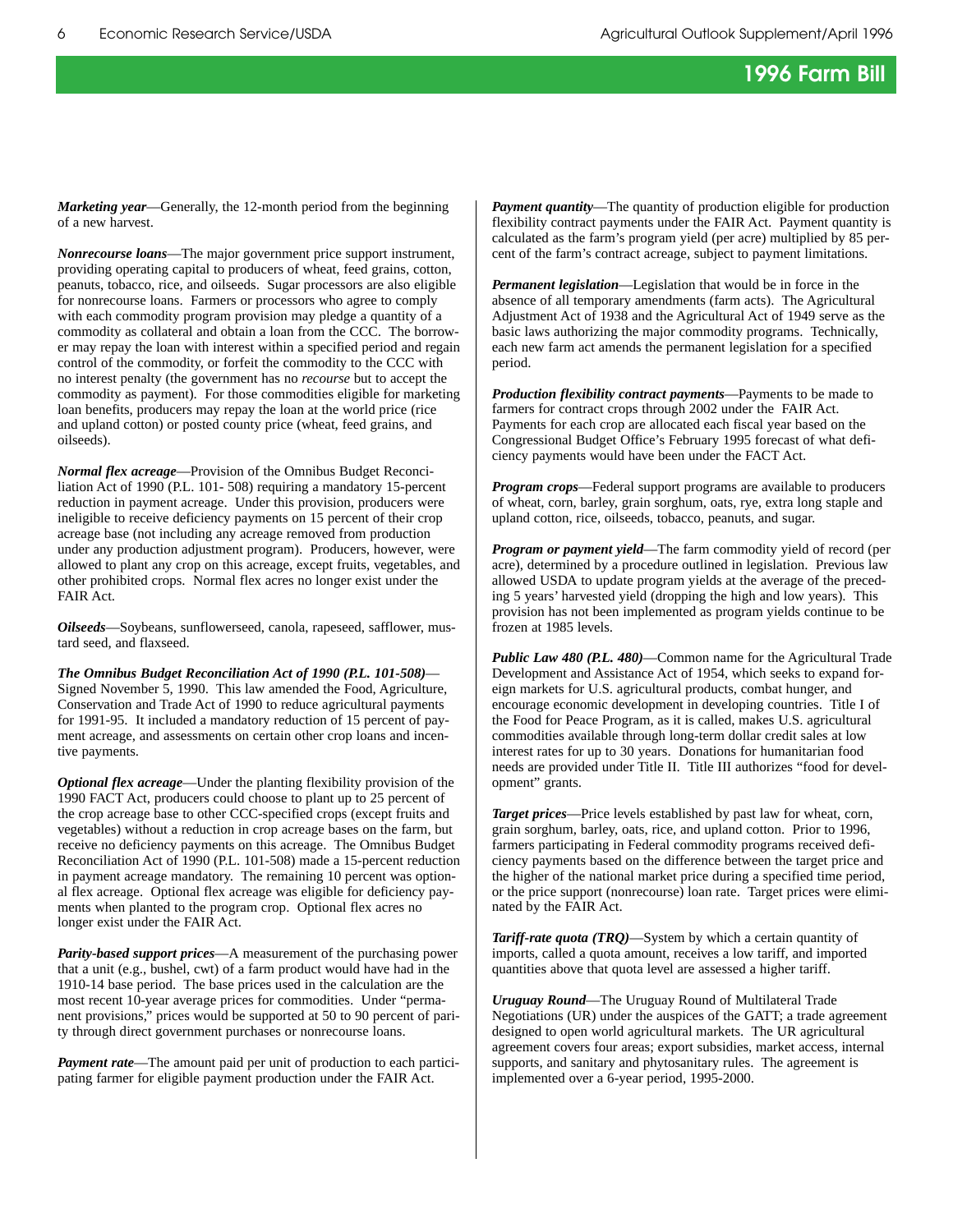***Marketing year***—Generally, the 12-month period from the beginning of a new harvest.

***Nonrecourse loans***—The major government price support instrument, providing operating capital to producers of wheat, feed grains, cotton, peanuts, tobacco, rice, and oilseeds. Sugar processors are also eligible for nonrecourse loans. Farmers or processors who agree to comply with each commodity program provision may pledge a quantity of a commodity as collateral and obtain a loan from the CCC. The borrower may repay the loan with interest within a specified period and regain control of the commodity, or forfeit the commodity to the CCC with no interest penalty (the government has no *recourse* but to accept the commodity as payment). For those commodities eligible for marketing loan benefits, producers may repay the loan at the world price (rice and upland cotton) or posted county price (wheat, feed grains, and oilseeds).

***Normal flex acreage***—Provision of the Omnibus Budget Reconciliation Act of 1990 (P.L. 101- 508) requiring a mandatory 15-percent reduction in payment acreage. Under this provision, producers were ineligible to receive deficiency payments on 15 percent of their crop acreage base (not including any acreage removed from production under any production adjustment program). Producers, however, were allowed to plant any crop on this acreage, except fruits, vegetables, and other prohibited crops. Normal flex acres no longer exist under the FAIR Act.

***Oilseeds***—Soybeans, sunflowerseed, canola, rapeseed, safflower, mustard seed, and flaxseed.

***The Omnibus Budget Reconciliation Act of 1990 (P.L. 101-508)***—Signed November 5, 1990. This law amended the Food, Agriculture, Conservation and Trade Act of 1990 to reduce agricultural payments for 1991-95. It included a mandatory reduction of 15 percent of payment acreage, and assessments on certain other crop loans and incentive payments.

***Optional flex acreage***—Under the planting flexibility provision of the 1990 FACT Act, producers could choose to plant up to 25 percent of the crop acreage base to other CCC-specified crops (except fruits and vegetables) without a reduction in crop acreage bases on the farm, but receive no deficiency payments on this acreage. The Omnibus Budget Reconciliation Act of 1990 (P.L. 101-508) made a 15-percent reduction in payment acreage mandatory. The remaining 10 percent was optional flex acreage. Optional flex acreage was eligible for deficiency payments when planted to the program crop. Optional flex acres no longer exist under the FAIR Act.

***Parity-based support prices***—A measurement of the purchasing power that a unit (e.g., bushel, cwt) of a farm product would have had in the 1910-14 base period. The base prices used in the calculation are the most recent 10-year average prices for commodities. Under "permanent provisions," prices would be supported at 50 to 90 percent of parity through direct government purchases or nonrecourse loans.

***Payment rate***—The amount paid per unit of production to each participating farmer for eligible payment production under the FAIR Act.

***Payment quantity***—The quantity of production eligible for production flexibility contract payments under the FAIR Act. Payment quantity is calculated as the farm's program yield (per acre) multiplied by 85 percent of the farm's contract acreage, subject to payment limitations.

***Permanent legislation***—Legislation that would be in force in the absence of all temporary amendments (farm acts). The Agricultural Adjustment Act of 1938 and the Agricultural Act of 1949 serve as the basic laws authorizing the major commodity programs. Technically, each new farm act amends the permanent legislation for a specified period.

***Production flexibility contract payments***—Payments to be made to farmers for contract crops through 2002 under the FAIR Act. Payments for each crop are allocated each fiscal year based on the Congressional Budget Office's February 1995 forecast of what deficiency payments would have been under the FACT Act.

***Program crops***—Federal support programs are available to producers of wheat, corn, barley, grain sorghum, oats, rye, extra long staple and upland cotton, rice, oilseeds, tobacco, peanuts, and sugar.

***Program or payment yield***—The farm commodity yield of record (per acre), determined by a procedure outlined in legislation. Previous law allowed USDA to update program yields at the average of the preceding 5 years' harvested yield (dropping the high and low years). This provision has not been implemented as program yields continue to be frozen at 1985 levels.

***Public Law 480 (P.L. 480)***—Common name for the Agricultural Trade Development and Assistance Act of 1954, which seeks to expand foreign markets for U.S. agricultural products, combat hunger, and encourage economic development in developing countries. Title I of the Food for Peace Program, as it is called, makes U.S. agricultural commodities available through long-term dollar credit sales at low interest rates for up to 30 years. Donations for humanitarian food needs are provided under Title II. Title III authorizes "food for development" grants.

***Target prices***—Price levels established by past law for wheat, corn, grain sorghum, barley, oats, rice, and upland cotton. Prior to 1996, farmers participating in Federal commodity programs received deficiency payments based on the difference between the target price and the higher of the national market price during a specified time period, or the price support (nonrecourse) loan rate. Target prices were eliminated by the FAIR Act.

***Tariff-rate quota (TRQ)***—System by which a certain quantity of imports, called a quota amount, receives a low tariff, and imported quantities above that quota level are assessed a higher tariff.

***Uruguay Round***—The Uruguay Round of Multilateral Trade Negotiations (UR) under the auspices of the GATT; a trade agreement designed to open world agricultural markets. The UR agricultural agreement covers four areas; export subsidies, market access, internal supports, and sanitary and phytosanitary rules. The agreement is implemented over a 6-year period, 1995-2000.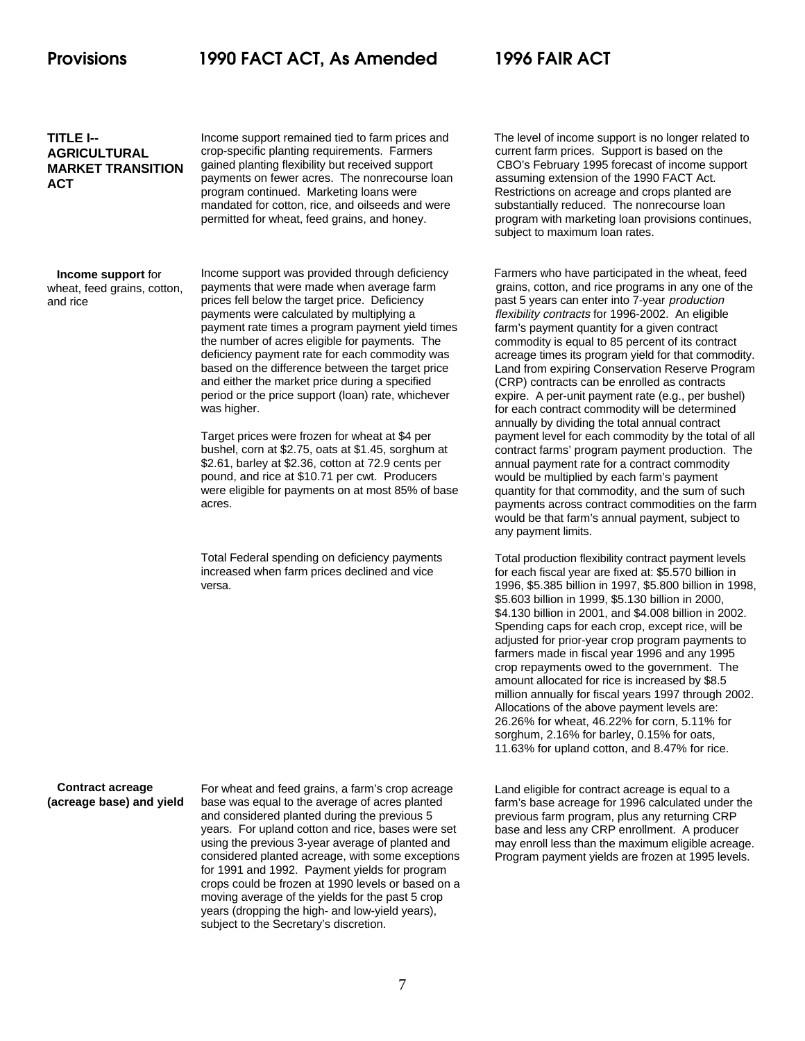| Provisions | 1990 FACT ACT, As Amended | 1996 FAIR ACT |
|---|---|---|
| **TITLE I--AGRICULTURAL MARKET TRANSITION ACT** | Income support remained tied to farm prices and crop-specific planting requirements. Farmers gained planting flexibility but received support payments on fewer acres. The nonrecourse loan program continued. Marketing loans were mandated for cotton, rice, and oilseeds and were permitted for wheat, feed grains, and honey. | The level of income support is no longer related to current farm prices. Support is based on the CBO's February 1995 forecast of income support assuming extension of the 1990 FACT Act. Restrictions on acreage and crops planted are substantially reduced. The nonrecourse loan program with marketing loan provisions continues, subject to maximum loan rates. |
| **Income support** for wheat, feed grains, cotton, and rice | Income support was provided through deficiency payments that were made when average farm prices fell below the target price. Deficiency payments were calculated by multiplying a payment rate times a program payment yield times the number of acres eligible for payments. The deficiency payment rate for each commodity was based on the difference between the target price and either the market price during a specified period or the price support (loan) rate, whichever was higher.<br><br>Target prices were frozen for wheat at $4 per bushel, corn at $2.75, oats at $1.45, sorghum at $2.61, barley at $2.36, cotton at 72.9 cents per pound, and rice at $10.71 per cwt. Producers were eligible for payments on at most 85% of base acres. | Farmers who have participated in the wheat, feed grains, cotton, and rice programs in any one of the past 5 years can enter into 7-year *production flexibility contracts* for 1996-2002. An eligible farm's payment quantity for a given contract commodity is equal to 85 percent of its contract acreage times its program yield for that commodity. Land from expiring Conservation Reserve Program (CRP) contracts can be enrolled as contracts expire. A per-unit payment rate (e.g., per bushel) for each contract commodity will be determined annually by dividing the total annual contract payment level for each commodity by the total of all contract farms' program payment production. The annual payment rate for a contract commodity would be multiplied by each farm's payment quantity for that commodity, and the sum of such payments across contract commodities on the farm would be that farm's annual payment, subject to any payment limits. |
| | Total Federal spending on deficiency payments increased when farm prices declined and vice versa. | Total production flexibility contract payment levels for each fiscal year are fixed at: $5.570 billion in 1996, $5.385 billion in 1997, $5.800 billion in 1998, $5.603 billion in 1999, $5.130 billion in 2000, $4.130 billion in 2001, and $4.008 billion in 2002. Spending caps for each crop, except rice, will be adjusted for prior-year crop program payments to farmers made in fiscal year 1996 and any 1995 crop repayments owed to the government. The amount allocated for rice is increased by $8.5 million annually for fiscal years 1997 through 2002. Allocations of the above payment levels are: 26.26% for wheat, 46.22% for corn, 5.11% for sorghum, 2.16% for barley, 0.15% for oats, 11.63% for upland cotton, and 8.47% for rice. |
| **Contract acreage (acreage base) and yield** | For wheat and feed grains, a farm's crop acreage base was equal to the average of acres planted and considered planted during the previous 5 years. For upland cotton and rice, bases were set using the previous 3-year average of planted and considered planted acreage, with some exceptions for 1991 and 1992. Payment yields for program crops could be frozen at 1990 levels or based on a moving average of the yields for the past 5 crop years (dropping the high- and low-yield years), subject to the Secretary's discretion. | Land eligible for contract acreage is equal to a farm's base acreage for 1996 calculated under the previous farm program, plus any returning CRP base and less any CRP enrollment. A producer may enroll less than the maximum eligible acreage. Program payment yields are frozen at 1995 levels. |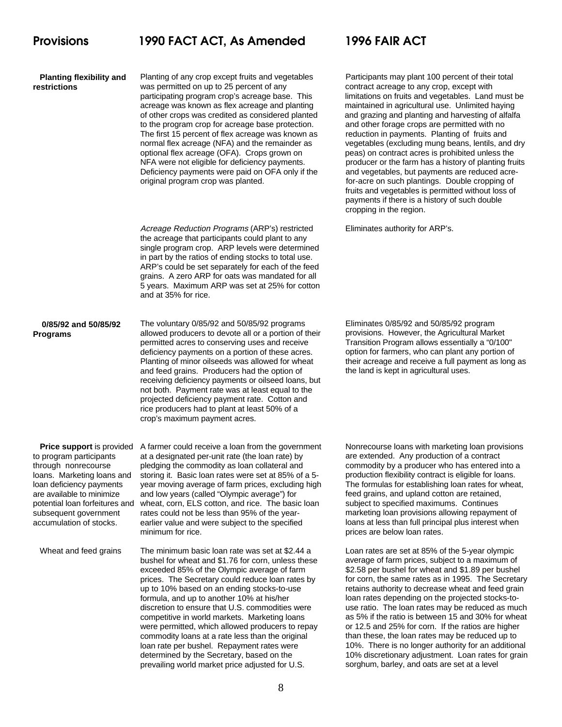| Provisions | 1990 FACT ACT, As Amended | 1996 FAIR ACT |
|---|---|---|
| **Planting flexibility and restrictions** | Planting of any crop except fruits and vegetables was permitted on up to 25 percent of any participating program crop's acreage base. This acreage was known as flex acreage and planting of other crops was credited as considered planted to the program crop for acreage base protection. The first 15 percent of flex acreage was known as normal flex acreage (NFA) and the remainder as optional flex acreage (OFA). Crops grown on NFA were not eligible for deficiency payments. Deficiency payments were paid on OFA only if the original program crop was planted. | Participants may plant 100 percent of their total contract acreage to any crop, except with limitations on fruits and vegetables. Land must be maintained in agricultural use. Unlimited haying and grazing and planting and harvesting of alfalfa and other forage crops are permitted with no reduction in payments. Planting of fruits and vegetables (excluding mung beans, lentils, and dry peas) on contract acres is prohibited unless the producer or the farm has a history of planting fruits and vegetables, but payments are reduced acre-for-acre on such plantings. Double cropping of fruits and vegetables is permitted without loss of payments if there is a history of such double cropping in the region. |
| | *Acreage Reduction Programs* (ARP's) restricted the acreage that participants could plant to any single program crop. ARP levels were determined in part by the ratios of ending stocks to total use. ARP's could be set separately for each of the feed grains. A zero ARP for oats was mandated for all 5 years. Maximum ARP was set at 25% for cotton and at 35% for rice. | Eliminates authority for ARP's. |
| **0/85/92 and 50/85/92 Programs** | The voluntary 0/85/92 and 50/85/92 programs allowed producers to devote all or a portion of their permitted acres to conserving uses and receive deficiency payments on a portion of these acres. Planting of minor oilseeds was allowed for wheat and feed grains. Producers had the option of receiving deficiency payments or oilseed loans, but not both. Payment rate was at least equal to the projected deficiency payment rate. Cotton and rice producers had to plant at least 50% of a crop's maximum payment acres. | Eliminates 0/85/92 and 50/85/92 program provisions. However, the Agricultural Market Transition Program allows essentially a "0/100" option for farmers, who can plant any portion of their acreage and receive a full payment as long as the land is kept in agricultural uses. |
| **Price support** is provided to program participants through nonrecourse loans. Marketing loans and loan deficiency payments are available to minimize potential loan forfeitures and subsequent government accumulation of stocks. | A farmer could receive a loan from the government at a designated per-unit rate (the loan rate) by pledging the commodity as loan collateral and storing it. Basic loan rates were set at 85% of a 5-year moving average of farm prices, excluding high and low years (called "Olympic average") for wheat, corn, ELS cotton, and rice. The basic loan rates could not be less than 95% of the year-earlier value and were subject to the specified minimum for rice. | Nonrecourse loans with marketing loan provisions are extended. Any production of a contract commodity by a producer who has entered into a production flexibility contract is eligible for loans. The formulas for establishing loan rates for wheat, feed grains, and upland cotton are retained, subject to specified maximums. Continues marketing loan provisions allowing repayment of loans at less than full principal plus interest when prices are below loan rates. |
| Wheat and feed grains | The minimum basic loan rate was set at $2.44 a bushel for wheat and $1.76 for corn, unless these exceeded 85% of the Olympic average of farm prices. The Secretary could reduce loan rates by up to 10% based on an ending stocks-to-use formula, and up to another 10% at his/her discretion to ensure that U.S. commodities were competitive in world markets. Marketing loans were permitted, which allowed producers to repay commodity loans at a rate less than the original loan rate per bushel. Repayment rates were determined by the Secretary, based on the prevailing world market price adjusted for U.S. | Loan rates are set at 85% of the 5-year olympic average of farm prices, subject to a maximum of $2.58 per bushel for wheat and $1.89 per bushel for corn, the same rates as in 1995. The Secretary retains authority to decrease wheat and feed grain loan rates depending on the projected stocks-to-use ratio. The loan rates may be reduced as much as 5% if the ratio is between 15 and 30% for wheat or 12.5 and 25% for corn. If the ratios are higher than these, the loan rates may be reduced up to 10%. There is no longer authority for an additional 10% discretionary adjustment. Loan rates for grain sorghum, barley, and oats are set at a level |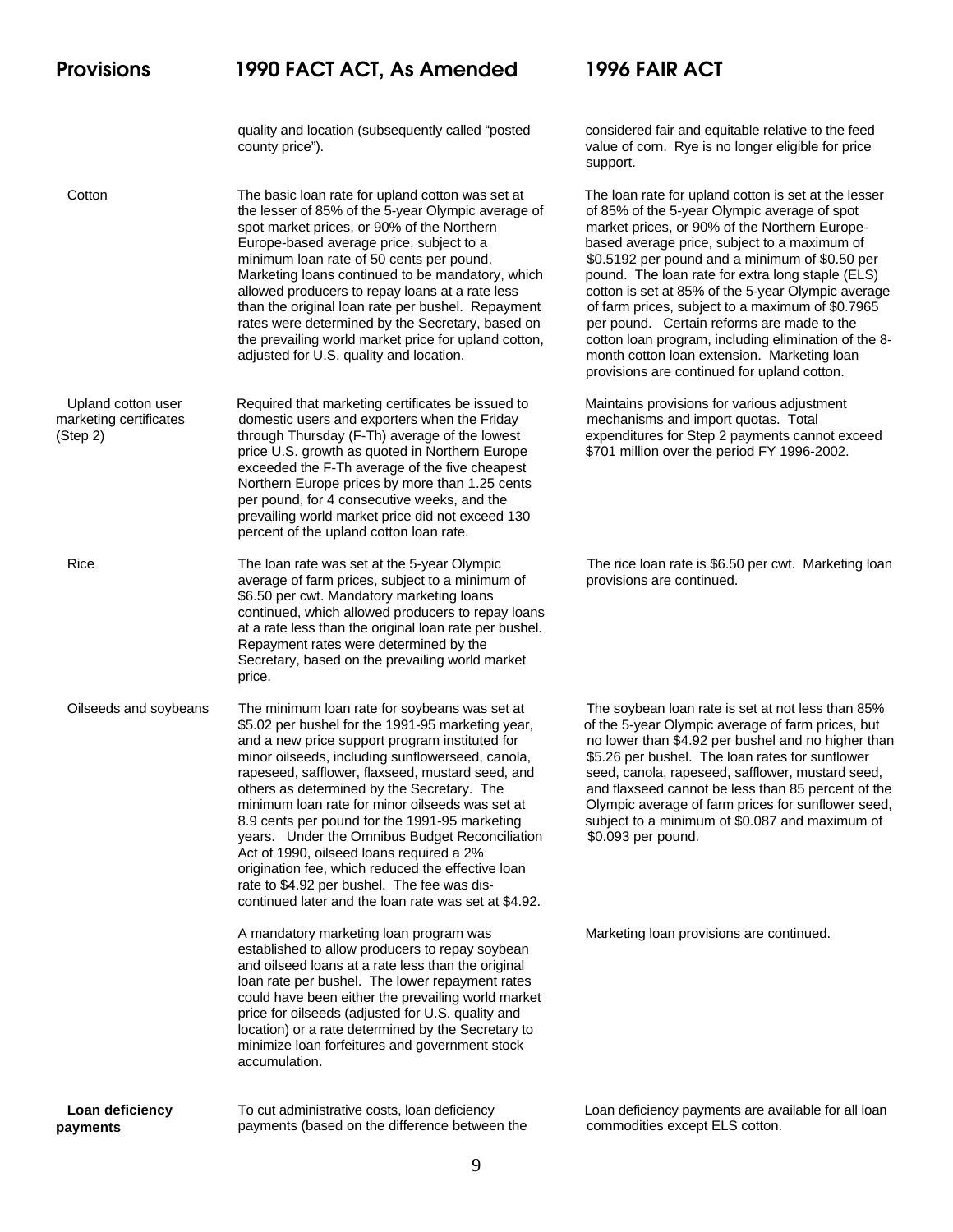| Provisions | 1990 FACT ACT, As Amended | 1996 FAIR ACT |
|---|---|---|
| | quality and location (subsequently called "posted county price"). | considered fair and equitable relative to the feed value of corn. Rye is no longer eligible for price support. |
| Cotton | The basic loan rate for upland cotton was set at the lesser of 85% of the 5-year Olympic average of spot market prices, or 90% of the Northern Europe-based average price, subject to a minimum loan rate of 50 cents per pound. Marketing loans continued to be mandatory, which allowed producers to repay loans at a rate less than the original loan rate per bushel. Repayment rates were determined by the Secretary, based on the prevailing world market price for upland cotton, adjusted for U.S. quality and location. | The loan rate for upland cotton is set at the lesser of 85% of the 5-year Olympic average of spot market prices, or 90% of the Northern Europe-based average price, subject to a maximum of $0.5192 per pound and a minimum of $0.50 per pound. The loan rate for extra long staple (ELS) cotton is set at 85% of the 5-year Olympic average of farm prices, subject to a maximum of $0.7965 per pound. Certain reforms are made to the cotton loan program, including elimination of the 8-month cotton loan extension. Marketing loan provisions are continued for upland cotton. |
| Upland cotton user marketing certificates (Step 2) | Required that marketing certificates be issued to domestic users and exporters when the Friday through Thursday (F-Th) average of the lowest price U.S. growth as quoted in Northern Europe exceeded the F-Th average of the five cheapest Northern Europe prices by more than 1.25 cents per pound, for 4 consecutive weeks, and the prevailing world market price did not exceed 130 percent of the upland cotton loan rate. | Maintains provisions for various adjustment mechanisms and import quotas. Total expenditures for Step 2 payments cannot exceed $701 million over the period FY 1996-2002. |
| Rice | The loan rate was set at the 5-year Olympic average of farm prices, subject to a minimum of $6.50 per cwt. Mandatory marketing loans continued, which allowed producers to repay loans at a rate less than the original loan rate per bushel. Repayment rates were determined by the Secretary, based on the prevailing world market price. | The rice loan rate is $6.50 per cwt. Marketing loan provisions are continued. |
| Oilseeds and soybeans | The minimum loan rate for soybeans was set at $5.02 per bushel for the 1991-95 marketing year, and a new price support program instituted for minor oilseeds, including sunflowerseed, canola, rapeseed, safflower, flaxseed, mustard seed, and others as determined by the Secretary. The minimum loan rate for minor oilseeds was set at 8.9 cents per pound for the 1991-95 marketing years. Under the Omnibus Budget Reconciliation Act of 1990, oilseed loans required a 2% origination fee, which reduced the effective loan rate to $4.92 per bushel. The fee was discontinued later and the loan rate was set at $4.92. | The soybean loan rate is set at not less than 85% of the 5-year Olympic average of farm prices, but no lower than $4.92 per bushel and no higher than $5.26 per bushel. The loan rates for sunflower seed, canola, rapeseed, safflower, mustard seed, and flaxseed cannot be less than 85 percent of the Olympic average of farm prices for sunflower seed, subject to a minimum of $0.087 and maximum of $0.093 per pound. |
| | A mandatory marketing loan program was established to allow producers to repay soybean and oilseed loans at a rate less than the original loan rate per bushel. The lower repayment rates could have been either the prevailing world market price for oilseeds (adjusted for U.S. quality and location) or a rate determined by the Secretary to minimize loan forfeitures and government stock accumulation. | Marketing loan provisions are continued. |
| **Loan deficiency payments** | To cut administrative costs, loan deficiency payments (based on the difference between the | Loan deficiency payments are available for all loan commodities except ELS cotton. |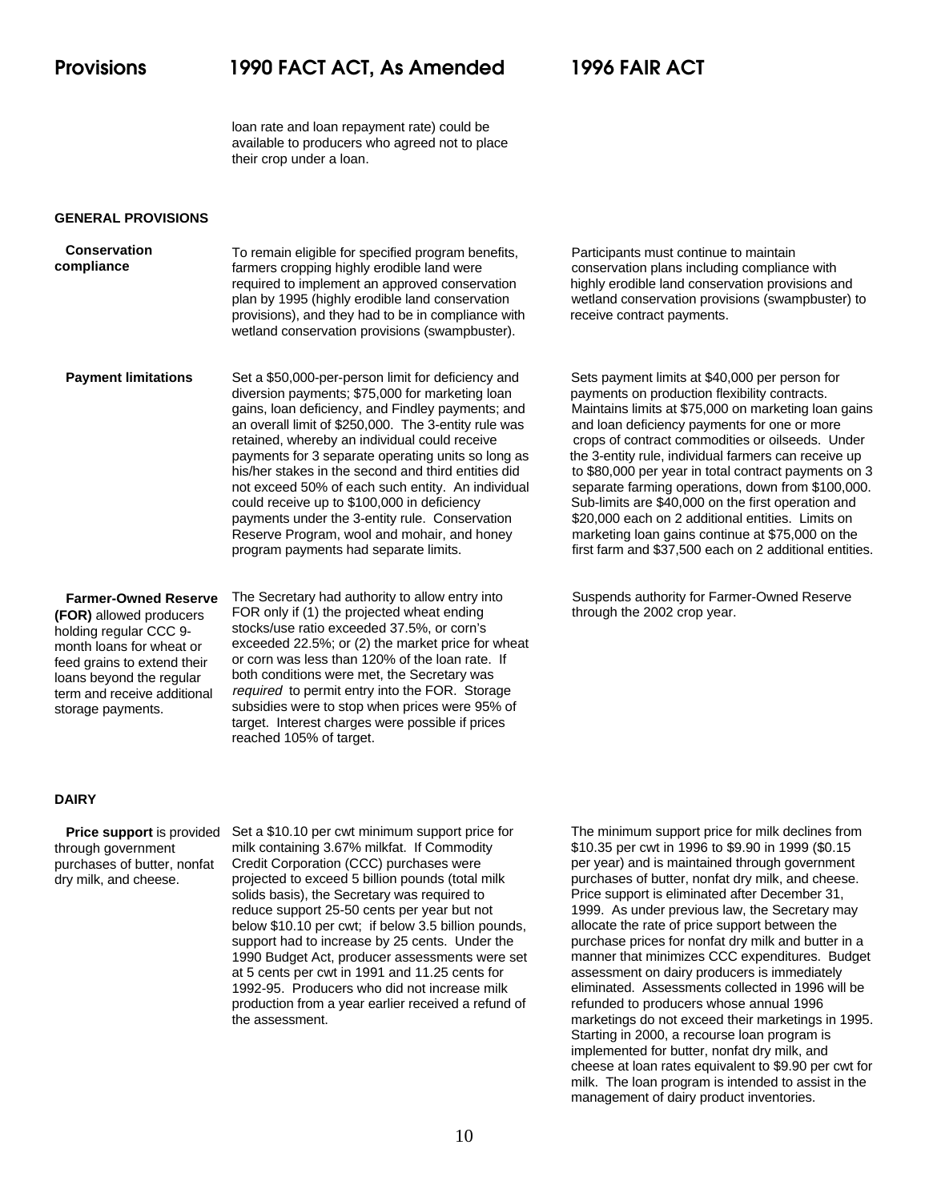| Provisions | 1990 FACT ACT, As Amended | 1996 FAIR ACT |
|---|---|---|
| | loan rate and loan repayment rate) could be available to producers who agreed not to place their crop under a loan. | |
| **GENERAL PROVISIONS** | | |
| **Conservation compliance** | To remain eligible for specified program benefits, farmers cropping highly erodible land were required to implement an approved conservation plan by 1995 (highly erodible land conservation provisions), and they had to be in compliance with wetland conservation provisions (swampbuster). | Participants must continue to maintain conservation plans including compliance with highly erodible land conservation provisions and wetland conservation provisions (swampbuster) to receive contract payments. |
| **Payment limitations** | Set a $50,000-per-person limit for deficiency and diversion payments; $75,000 for marketing loan gains, loan deficiency, and Findley payments; and an overall limit of $250,000. The 3-entity rule was retained, whereby an individual could receive payments for 3 separate operating units so long as his/her stakes in the second and third entities did not exceed 50% of each such entity. An individual could receive up to $100,000 in deficiency payments under the 3-entity rule. Conservation Reserve Program, wool and mohair, and honey program payments had separate limits. | Sets payment limits at $40,000 per person for payments on production flexibility contracts. Maintains limits at $75,000 on marketing loan gains and loan deficiency payments for one or more crops of contract commodities or oilseeds. Under the 3-entity rule, individual farmers can receive up to $80,000 per year in total contract payments on 3 separate farming operations, down from $100,000. Sub-limits are $40,000 on the first operation and $20,000 each on 2 additional entities. Limits on marketing loan gains continue at $75,000 on the first farm and $37,500 each on 2 additional entities. |
| **Farmer-Owned Reserve (FOR)** allowed producers holding regular CCC 9-month loans for wheat or feed grains to extend their loans beyond the regular term and receive additional storage payments. | The Secretary had authority to allow entry into FOR only if (1) the projected wheat ending stocks/use ratio exceeded 37.5%, or corn's exceeded 22.5%; or (2) the market price for wheat or corn was less than 120% of the loan rate. If both conditions were met, the Secretary was *required* to permit entry into the FOR. Storage subsidies were to stop when prices were 95% of target. Interest charges were possible if prices reached 105% of target. | Suspends authority for Farmer-Owned Reserve through the 2002 crop year. |
| **DAIRY** | | |
| **Price support** is provided through government purchases of butter, nonfat dry milk, and cheese. | Set a $10.10 per cwt minimum support price for milk containing 3.67% milkfat. If Commodity Credit Corporation (CCC) purchases were projected to exceed 5 billion pounds (total milk solids basis), the Secretary was required to reduce support 25-50 cents per year but not below $10.10 per cwt; if below 3.5 billion pounds, support had to increase by 25 cents. Under the 1990 Budget Act, producer assessments were set at 5 cents per cwt in 1991 and 11.25 cents for 1992-95. Producers who did not increase milk production from a year earlier received a refund of the assessment. | The minimum support price for milk declines from $10.35 per cwt in 1996 to $9.90 in 1999 ($0.15 per year) and is maintained through government purchases of butter, nonfat dry milk, and cheese. Price support is eliminated after December 31, 1999. As under previous law, the Secretary may allocate the rate of price support between the purchase prices for nonfat dry milk and butter in a manner that minimizes CCC expenditures. Budget assessment on dairy producers is immediately eliminated. Assessments collected in 1996 will be refunded to producers whose annual 1996 marketings do not exceed their marketings in 1995. Starting in 2000, a recourse loan program is implemented for butter, nonfat dry milk, and cheese at loan rates equivalent to $9.90 per cwt for milk. The loan program is intended to assist in the management of dairy product inventories. |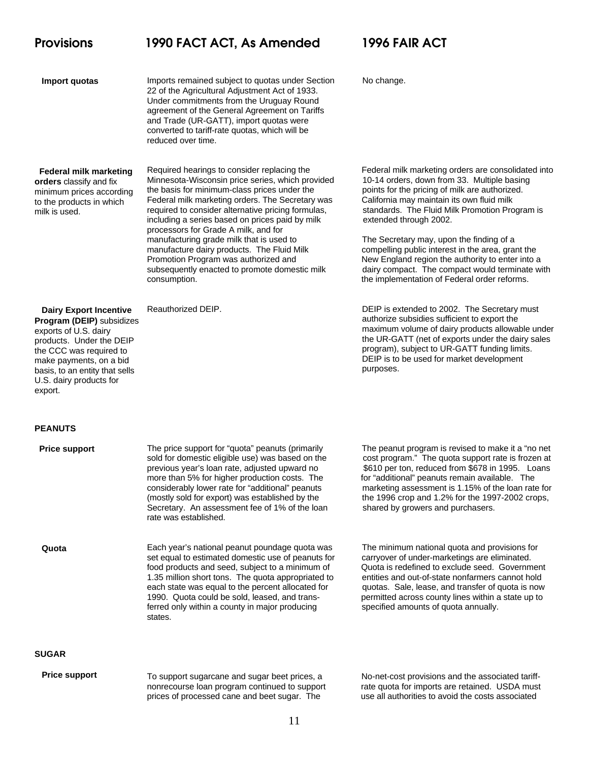| Provisions | 1990 FACT ACT, As Amended | 1996 FAIR ACT |
|---|---|---|
| **Import quotas** | Imports remained subject to quotas under Section 22 of the Agricultural Adjustment Act of 1933. Under commitments from the Uruguay Round agreement of the General Agreement on Tariffs and Trade (UR-GATT), import quotas were converted to tariff-rate quotas, which will be reduced over time. | No change. |
| **Federal milk marketing orders** classify and fix minimum prices according to the products in which milk is used. | Required hearings to consider replacing the Minnesota-Wisconsin price series, which provided the basis for minimum-class prices under the Federal milk marketing orders. The Secretary was required to consider alternative pricing formulas, including a series based on prices paid by milk processors for Grade A milk, and for manufacturing grade milk that is used to manufacture dairy products. The Fluid Milk Promotion Program was authorized and subsequently enacted to promote domestic milk consumption. | Federal milk marketing orders are consolidated into 10-14 orders, down from 33. Multiple basing points for the pricing of milk are authorized. California may maintain its own fluid milk standards. The Fluid Milk Promotion Program is extended through 2002.<br><br>The Secretary may, upon the finding of a compelling public interest in the area, grant the New England region the authority to enter into a dairy compact. The compact would terminate with the implementation of Federal order reforms. |
| **Dairy Export Incentive Program (DEIP)** subsidizes exports of U.S. dairy products. Under the DEIP the CCC was required to make payments, on a bid basis, to an entity that sells U.S. dairy products for export. | Reauthorized DEIP. | DEIP is extended to 2002. The Secretary must authorize subsidies sufficient to export the maximum volume of dairy products allowable under the UR-GATT (net of exports under the dairy sales program), subject to UR-GATT funding limits. DEIP is to be used for market development purposes. |
| **PEANUTS** | | |
| **Price support** | The price support for "quota" peanuts (primarily sold for domestic eligible use) was based on the previous year's loan rate, adjusted upward no more than 5% for higher production costs. The considerably lower rate for "additional" peanuts (mostly sold for export) was established by the Secretary. An assessment fee of 1% of the loan rate was established. | The peanut program is revised to make it a "no net cost program." The quota support rate is frozen at $610 per ton, reduced from $678 in 1995. Loans for "additional" peanuts remain available. The marketing assessment is 1.15% of the loan rate for the 1996 crop and 1.2% for the 1997-2002 crops, shared by growers and purchasers. |
| **Quota** | Each year's national peanut poundage quota was set equal to estimated domestic use of peanuts for food products and seed, subject to a minimum of 1.35 million short tons. The quota appropriated to each state was equal to the percent allocated for 1990. Quota could be sold, leased, and transferred only within a county in major producing states. | The minimum national quota and provisions for carryover of under-marketings are eliminated. Quota is redefined to exclude seed. Government entities and out-of-state nonfarmers cannot hold quotas. Sale, lease, and transfer of quota is now permitted across county lines within a state up to specified amounts of quota annually. |
| **SUGAR** | | |
| **Price support** | To support sugarcane and sugar beet prices, a nonrecourse loan program continued to support prices of processed cane and beet sugar. The | No-net-cost provisions and the associated tariff-rate quota for imports are retained. USDA must use all authorities to avoid the costs associated |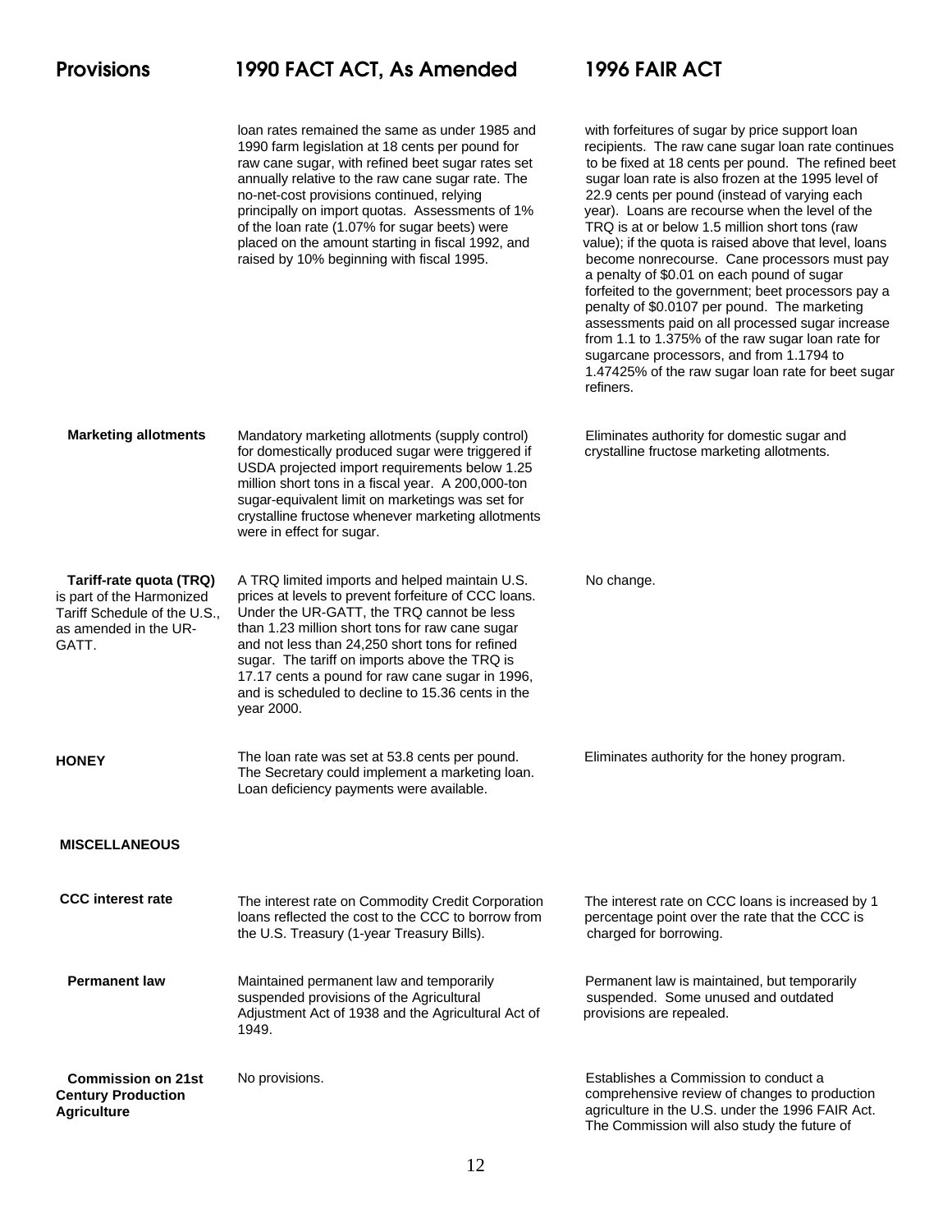| Provisions | 1990 FACT ACT, As Amended | 1996 FAIR ACT |
|---|---|---|
| | loan rates remained the same as under 1985 and 1990 farm legislation at 18 cents per pound for raw cane sugar, with refined beet sugar rates set annually relative to the raw cane sugar rate. The no-net-cost provisions continued, relying principally on import quotas. Assessments of 1% of the loan rate (1.07% for sugar beets) were placed on the amount starting in fiscal 1992, and raised by 10% beginning with fiscal 1995. | with forfeitures of sugar by price support loan recipients. The raw cane sugar loan rate continues to be fixed at 18 cents per pound. The refined beet sugar loan rate is also frozen at the 1995 level of 22.9 cents per pound (instead of varying each year). Loans are recourse when the level of the TRQ is at or below 1.5 million short tons (raw value); if the quota is raised above that level, loans become nonrecourse. Cane processors must pay a penalty of $0.01 on each pound of sugar forfeited to the government; beet processors pay a penalty of $0.0107 per pound. The marketing assessments paid on all processed sugar increase from 1.1 to 1.375% of the raw sugar loan rate for sugarcane processors, and from 1.1794 to 1.47425% of the raw sugar loan rate for beet sugar refiners. |
| **Marketing allotments** | Mandatory marketing allotments (supply control) for domestically produced sugar were triggered if USDA projected import requirements below 1.25 million short tons in a fiscal year. A 200,000-ton sugar-equivalent limit on marketings was set for crystalline fructose whenever marketing allotments were in effect for sugar. | Eliminates authority for domestic sugar and crystalline fructose marketing allotments. |
| **Tariff-rate quota (TRQ)** is part of the Harmonized Tariff Schedule of the U.S., as amended in the UR-GATT. | A TRQ limited imports and helped maintain U.S. prices at levels to prevent forfeiture of CCC loans. Under the UR-GATT, the TRQ cannot be less than 1.23 million short tons for raw cane sugar and not less than 24,250 short tons for refined sugar. The tariff on imports above the TRQ is 17.17 cents a pound for raw cane sugar in 1996, and is scheduled to decline to 15.36 cents in the year 2000. | No change. |
| **HONEY** | The loan rate was set at 53.8 cents per pound. The Secretary could implement a marketing loan. Loan deficiency payments were available. | Eliminates authority for the honey program. |
| **MISCELLANEOUS** | | |
| **CCC interest rate** | The interest rate on Commodity Credit Corporation loans reflected the cost to the CCC to borrow from the U.S. Treasury (1-year Treasury Bills). | The interest rate on CCC loans is increased by 1 percentage point over the rate that the CCC is charged for borrowing. |
| **Permanent law** | Maintained permanent law and temporarily suspended provisions of the Agricultural Adjustment Act of 1938 and the Agricultural Act of 1949. | Permanent law is maintained, but temporarily suspended. Some unused and outdated provisions are repealed. |
| **Commission on 21st Century Production Agriculture** | No provisions. | Establishes a Commission to conduct a comprehensive review of changes to production agriculture in the U.S. under the 1996 FAIR Act. The Commission will also study the future of |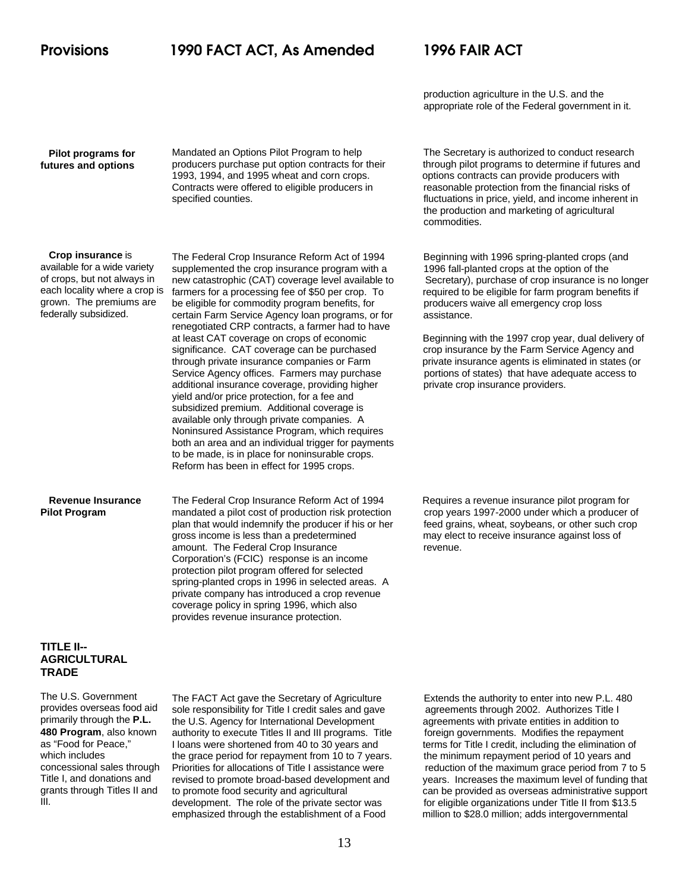| Provisions | 1990 FACT ACT, As Amended | 1996 FAIR ACT |
|---|---|---|
| | | production agriculture in the U.S. and the appropriate role of the Federal government in it. |
| **Pilot programs for futures and options** | Mandated an Options Pilot Program to help producers purchase put option contracts for their 1993, 1994, and 1995 wheat and corn crops. Contracts were offered to eligible producers in specified counties. | The Secretary is authorized to conduct research through pilot programs to determine if futures and options contracts can provide producers with reasonable protection from the financial risks of fluctuations in price, yield, and income inherent in the production and marketing of agricultural commodities. |
| **Crop insurance** is available for a wide variety of crops, but not always in each locality where a crop is grown. The premiums are federally subsidized. | The Federal Crop Insurance Reform Act of 1994 supplemented the crop insurance program with a new catastrophic (CAT) coverage level available to farmers for a processing fee of $50 per crop. To be eligible for commodity program benefits, for certain Farm Service Agency loan programs, or for renegotiated CRP contracts, a farmer had to have at least CAT coverage on crops of economic significance. CAT coverage can be purchased through private insurance companies or Farm Service Agency offices. Farmers may purchase additional insurance coverage, providing higher yield and/or price protection, for a fee and subsidized premium. Additional coverage is available only through private companies. A Noninsured Assistance Program, which requires both an area and an individual trigger for payments to be made, is in place for noninsurable crops. Reform has been in effect for 1995 crops. | Beginning with 1996 spring-planted crops (and 1996 fall-planted crops at the option of the Secretary), purchase of crop insurance is no longer required to be eligible for farm program benefits if producers waive all emergency crop loss assistance.<br><br>Beginning with the 1997 crop year, dual delivery of crop insurance by the Farm Service Agency and private insurance agents is eliminated in states (or portions of states) that have adequate access to private crop insurance providers. |
| **Revenue Insurance Pilot Program** | The Federal Crop Insurance Reform Act of 1994 mandated a pilot cost of production risk protection plan that would indemnify the producer if his or her gross income is less than a predetermined amount. The Federal Crop Insurance Corporation's (FCIC) response is an income protection pilot program offered for selected spring-planted crops in 1996 in selected areas. A private company has introduced a crop revenue coverage policy in spring 1996, which also provides revenue insurance protection. | Requires a revenue insurance pilot program for crop years 1997-2000 under which a producer of feed grains, wheat, soybeans, or other such crop may elect to receive insurance against loss of revenue. |
| **TITLE II--AGRICULTURAL TRADE** | | |
| The U.S. Government provides overseas food aid primarily through the **P.L. 480 Program**, also known as "Food for Peace," which includes concessional sales through Title I, and donations and grants through Titles II and III. | The FACT Act gave the Secretary of Agriculture sole responsibility for Title I credit sales and gave the U.S. Agency for International Development authority to execute Titles II and III programs. Title I loans were shortened from 40 to 30 years and the grace period for repayment from 10 to 7 years. Priorities for allocations of Title I assistance were revised to promote broad-based development and to promote food security and agricultural development. The role of the private sector was emphasized through the establishment of a Food | Extends the authority to enter into new P.L. 480 agreements through 2002. Authorizes Title I agreements with private entities in addition to foreign governments. Modifies the repayment terms for Title I credit, including the elimination of the minimum repayment period of 10 years and reduction of the maximum grace period from 7 to 5 years. Increases the maximum level of funding that can be provided as overseas administrative support for eligible organizations under Title II from $13.5 million to $28.0 million; adds intergovernmental |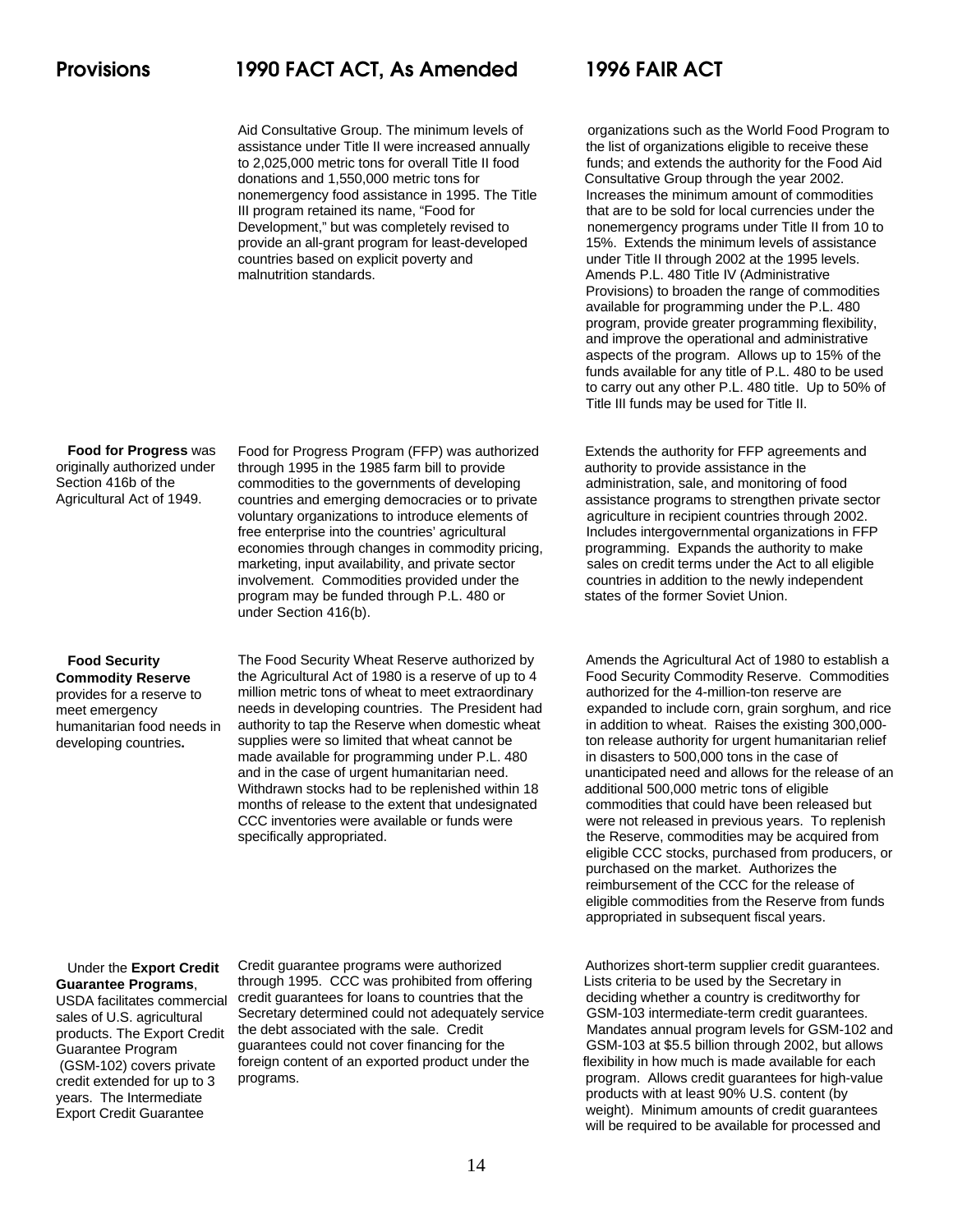| Provisions | 1990 FACT ACT, As Amended | 1996 FAIR ACT |
|---|---|---|
| | Aid Consultative Group. The minimum levels of assistance under Title II were increased annually to 2,025,000 metric tons for overall Title II food donations and 1,550,000 metric tons for nonemergency food assistance in 1995. The Title III program retained its name, "Food for Development," but was completely revised to provide an all-grant program for least-developed countries based on explicit poverty and malnutrition standards. | organizations such as the World Food Program to the list of organizations eligible to receive these funds; and extends the authority for the Food Aid Consultative Group through the year 2002. Increases the minimum amount of commodities that are to be sold for local currencies under the nonemergency programs under Title II from 10 to 15%. Extends the minimum levels of assistance under Title II through 2002 at the 1995 levels. Amends P.L. 480 Title IV (Administrative Provisions) to broaden the range of commodities available for programming under the P.L. 480 program, provide greater programming flexibility, and improve the operational and administrative aspects of the program. Allows up to 15% of the funds available for any title of P.L. 480 to be used to carry out any other P.L. 480 title. Up to 50% of Title III funds may be used for Title II. |
| **Food for Progress** was originally authorized under Section 416b of the Agricultural Act of 1949. | Food for Progress Program (FFP) was authorized through 1995 in the 1985 farm bill to provide commodities to the governments of developing countries and emerging democracies or to private voluntary organizations to introduce elements of free enterprise into the countries' agricultural economies through changes in commodity pricing, marketing, input availability, and private sector involvement. Commodities provided under the program may be funded through P.L. 480 or under Section 416(b). | Extends the authority for FFP agreements and authority to provide assistance in the administration, sale, and monitoring of food assistance programs to strengthen private sector agriculture in recipient countries through 2002. Includes intergovernmental organizations in FFP programming. Expands the authority to make sales on credit terms under the Act to all eligible countries in addition to the newly independent states of the former Soviet Union. |
| **Food Security Commodity Reserve** provides for a reserve to meet emergency humanitarian food needs in developing countries. | The Food Security Wheat Reserve authorized by the Agricultural Act of 1980 is a reserve of up to 4 million metric tons of wheat to meet extraordinary needs in developing countries. The President had authority to tap the Reserve when domestic wheat supplies were so limited that wheat cannot be made available for programming under P.L. 480 and in the case of urgent humanitarian need. Withdrawn stocks had to be replenished within 18 months of release to the extent that undesignated CCC inventories were available or funds were specifically appropriated. | Amends the Agricultural Act of 1980 to establish a Food Security Commodity Reserve. Commodities authorized for the 4-million-ton reserve are expanded to include corn, grain sorghum, and rice in addition to wheat. Raises the existing 300,000-ton release authority for urgent humanitarian relief in disasters to 500,000 tons in the case of unanticipated need and allows for the release of an additional 500,000 metric tons of eligible commodities that could have been released but were not released in previous years. To replenish the Reserve, commodities may be acquired from eligible CCC stocks, purchased from producers, or purchased on the market. Authorizes the reimbursement of the CCC for the release of eligible commodities from the Reserve from funds appropriated in subsequent fiscal years. |
| Under the **Export Credit Guarantee Programs**, USDA facilitates commercial sales of U.S. agricultural products. The Export Credit Guarantee Program (GSM-102) covers private credit extended for up to 3 years. The Intermediate Export Credit Guarantee | Credit guarantee programs were authorized through 1995. CCC was prohibited from offering credit guarantees for loans to countries that the Secretary determined could not adequately service the debt associated with the sale. Credit guarantees could not cover financing for the foreign content of an exported product under the programs. | Authorizes short-term supplier credit guarantees. Lists criteria to be used by the Secretary in deciding whether a country is creditworthy for GSM-103 intermediate-term credit guarantees. Mandates annual program levels for GSM-102 and GSM-103 at $5.5 billion through 2002, but allows flexibility in how much is made available for each program. Allows credit guarantees for high-value products with at least 90% U.S. content (by weight). Minimum amounts of credit guarantees will be required to be available for processed and |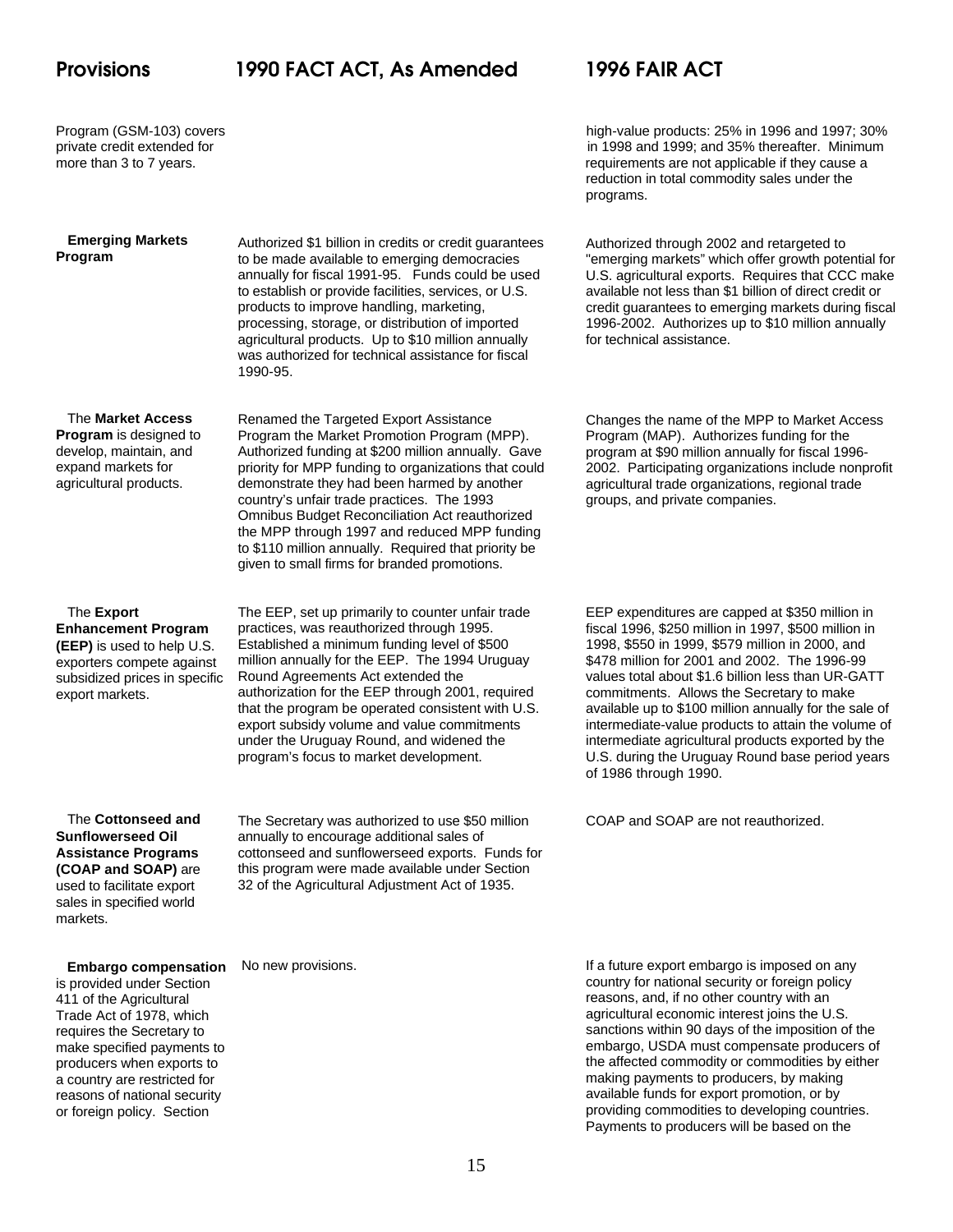| Provisions | 1990 FACT ACT, As Amended | 1996 FAIR ACT |
|---|---|---|
| Program (GSM-103) covers private credit extended for more than 3 to 7 years. | | high-value products: 25% in 1996 and 1997; 30% in 1998 and 1999; and 35% thereafter. Minimum requirements are not applicable if they cause a reduction in total commodity sales under the programs. |
| **Emerging Markets Program** | Authorized $1 billion in credits or credit guarantees to be made available to emerging democracies annually for fiscal 1991-95. Funds could be used to establish or provide facilities, services, or U.S. products to improve handling, marketing, processing, storage, or distribution of imported agricultural products. Up to $10 million annually was authorized for technical assistance for fiscal 1990-95. | Authorized through 2002 and retargeted to "emerging markets" which offer growth potential for U.S. agricultural exports. Requires that CCC make available not less than $1 billion of direct credit or credit guarantees to emerging markets during fiscal 1996-2002. Authorizes up to $10 million annually for technical assistance. |
| The **Market Access Program** is designed to develop, maintain, and expand markets for agricultural products. | Renamed the Targeted Export Assistance Program the Market Promotion Program (MPP). Authorized funding at $200 million annually. Gave priority for MPP funding to organizations that could demonstrate they had been harmed by another country's unfair trade practices. The 1993 Omnibus Budget Reconciliation Act reauthorized the MPP through 1997 and reduced MPP funding to $110 million annually. Required that priority be given to small firms for branded promotions. | Changes the name of the MPP to Market Access Program (MAP). Authorizes funding for the program at $90 million annually for fiscal 1996-2002. Participating organizations include nonprofit agricultural trade organizations, regional trade groups, and private companies. |
| The **Export Enhancement Program (EEP)** is used to help U.S. exporters compete against subsidized prices in specific export markets. | The EEP, set up primarily to counter unfair trade practices, was reauthorized through 1995. Established a minimum funding level of $500 million annually for the EEP. The 1994 Uruguay Round Agreements Act extended the authorization for the EEP through 2001, required that the program be operated consistent with U.S. export subsidy volume and value commitments under the Uruguay Round, and widened the program's focus to market development. | EEP expenditures are capped at $350 million in fiscal 1996, $250 million in 1997, $500 million in 1998, $550 in 1999, $579 million in 2000, and $478 million for 2001 and 2002. The 1996-99 values total about $1.6 billion less than UR-GATT commitments. Allows the Secretary to make available up to $100 million annually for the sale of intermediate-value products to attain the volume of intermediate agricultural products exported by the U.S. during the Uruguay Round base period years of 1986 through 1990. |
| The **Cottonseed and Sunflowerseed Oil Assistance Programs (COAP and SOAP)** are used to facilitate export sales in specified world markets. | The Secretary was authorized to use $50 million annually to encourage additional sales of cottonseed and sunflowerseed exports. Funds for this program were made available under Section 32 of the Agricultural Adjustment Act of 1935. | COAP and SOAP are not reauthorized. |
| **Embargo compensation** is provided under Section 411 of the Agricultural Trade Act of 1978, which requires the Secretary to make specified payments to producers when exports to a country are restricted for reasons of national security or foreign policy. Section | No new provisions. | If a future export embargo is imposed on any country for national security or foreign policy reasons, and, if no other country with an agricultural economic interest joins the U.S. sanctions within 90 days of the imposition of the embargo, USDA must compensate producers of the affected commodity or commodities by either making payments to producers, by making available funds for export promotion, or by providing commodities to developing countries. Payments to producers will be based on the |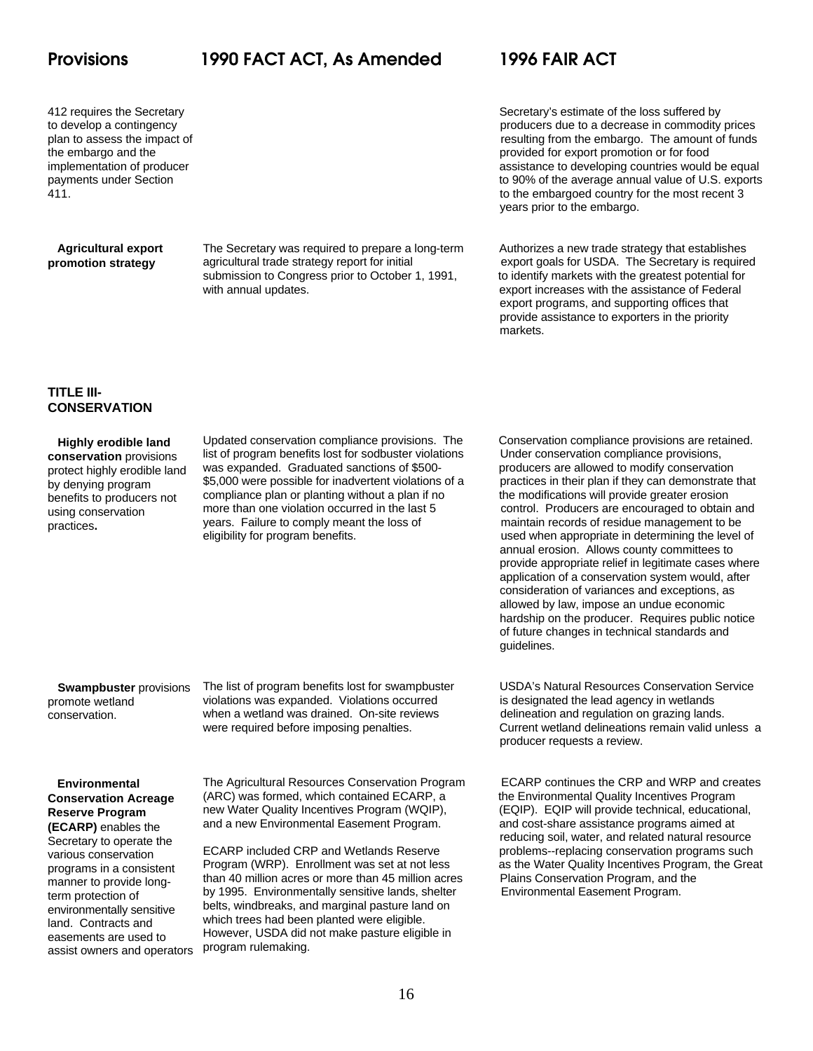| Provisions | 1990 FACT ACT, As Amended | 1996 FAIR ACT |
|---|---|---|
| 412 requires the Secretary to develop a contingency plan to assess the impact of the embargo and the implementation of producer payments under Section 411. | | Secretary's estimate of the loss suffered by producers due to a decrease in commodity prices resulting from the embargo. The amount of funds provided for export promotion or for food assistance to developing countries would be equal to 90% of the average annual value of U.S. exports to the embargoed country for the most recent 3 years prior to the embargo. |
| **Agricultural export promotion strategy** | The Secretary was required to prepare a long-term agricultural trade strategy report for initial submission to Congress prior to October 1, 1991, with annual updates. | Authorizes a new trade strategy that establishes export goals for USDA. The Secretary is required to identify markets with the greatest potential for export increases with the assistance of Federal export programs, and supporting offices that provide assistance to exporters in the priority markets. |
| **TITLE III-CONSERVATION** | | |
| **Highly erodible land conservation** provisions protect highly erodible land by denying program benefits to producers not using conservation practices**.** | Updated conservation compliance provisions. The list of program benefits lost for sodbuster violations was expanded. Graduated sanctions of $500-$5,000 were possible for inadvertent violations of a compliance plan or planting without a plan if no more than one violation occurred in the last 5 years. Failure to comply meant the loss of eligibility for program benefits. | Conservation compliance provisions are retained. Under conservation compliance provisions, producers are allowed to modify conservation practices in their plan if they can demonstrate that the modifications will provide greater erosion control. Producers are encouraged to obtain and maintain records of residue management to be used when appropriate in determining the level of annual erosion. Allows county committees to provide appropriate relief in legitimate cases where application of a conservation system would, after consideration of variances and exceptions, as allowed by law, impose an undue economic hardship on the producer. Requires public notice of future changes in technical standards and guidelines. |
| **Swampbuster** provisions promote wetland conservation. | The list of program benefits lost for swampbuster violations was expanded. Violations occurred when a wetland was drained. On-site reviews were required before imposing penalties. | USDA's Natural Resources Conservation Service is designated the lead agency in wetlands delineation and regulation on grazing lands. Current wetland delineations remain valid unless a producer requests a review. |
| **Environmental Conservation Acreage Reserve Program (ECARP)** enables the Secretary to operate the various conservation programs in a consistent manner to provide long-term protection of environmentally sensitive land. Contracts and easements are used to assist owners and operators | The Agricultural Resources Conservation Program (ARC) was formed, which contained ECARP, a new Water Quality Incentives Program (WQIP), and a new Environmental Easement Program.<br><br>ECARP included CRP and Wetlands Reserve Program (WRP). Enrollment was set at not less than 40 million acres or more than 45 million acres by 1995. Environmentally sensitive lands, shelter belts, windbreaks, and marginal pasture land on which trees had been planted were eligible. However, USDA did not make pasture eligible in program rulemaking. | ECARP continues the CRP and WRP and creates the Environmental Quality Incentives Program (EQIP). EQIP will provide technical, educational, and cost-share assistance programs aimed at reducing soil, water, and related natural resource problems--replacing conservation programs such as the Water Quality Incentives Program, the Great Plains Conservation Program, and the Environmental Easement Program. |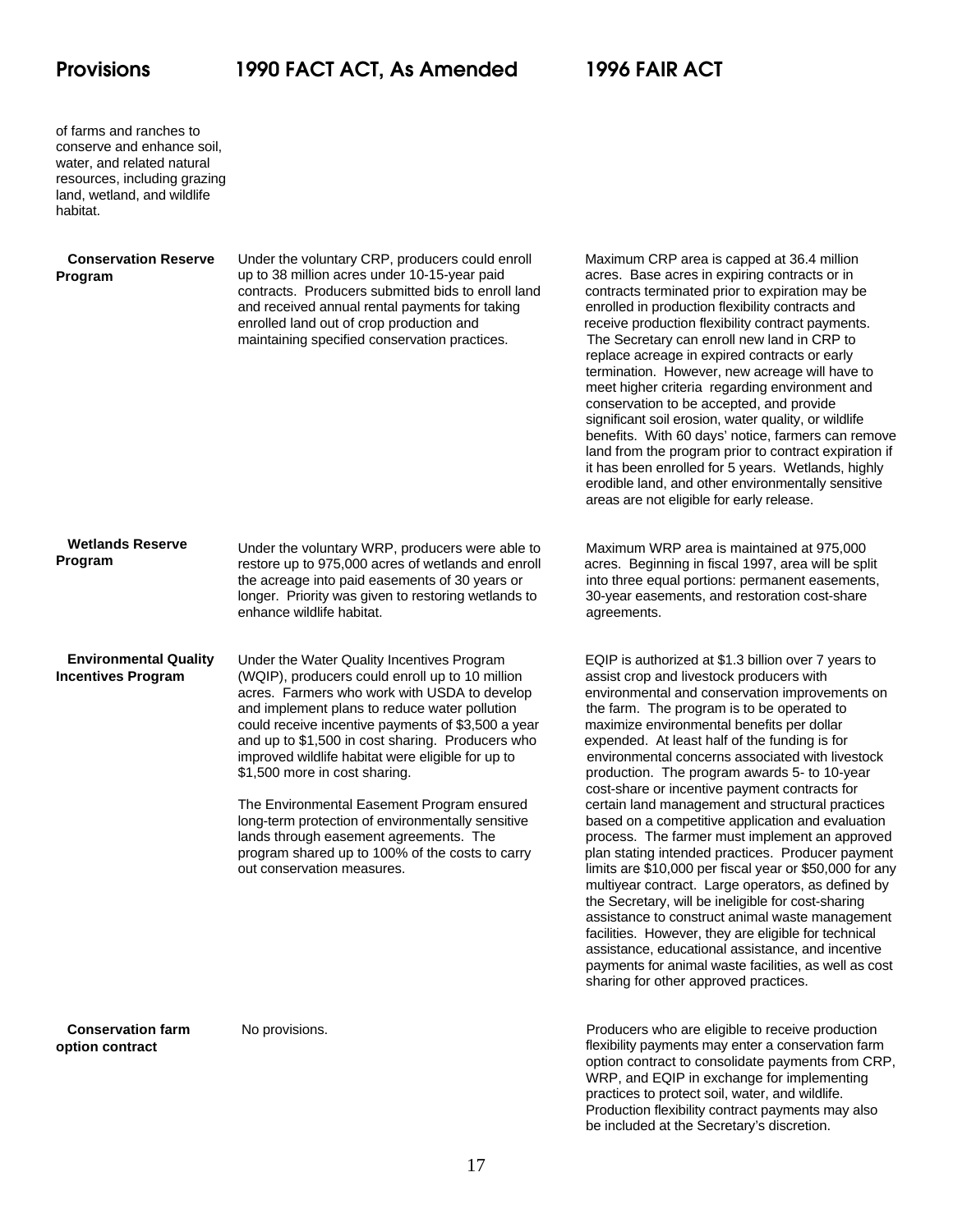| Provisions | 1990 FACT ACT, As Amended | 1996 FAIR ACT |
|---|---|---|
| of farms and ranches to conserve and enhance soil, water, and related natural resources, including grazing land, wetland, and wildlife habitat. | | |
| **Conservation Reserve Program** | Under the voluntary CRP, producers could enroll up to 38 million acres under 10-15-year paid contracts. Producers submitted bids to enroll land and received annual rental payments for taking enrolled land out of crop production and maintaining specified conservation practices. | Maximum CRP area is capped at 36.4 million acres. Base acres in expiring contracts or in contracts terminated prior to expiration may be enrolled in production flexibility contracts and receive production flexibility contract payments. The Secretary can enroll new land in CRP to replace acreage in expired contracts or early termination. However, new acreage will have to meet higher criteria regarding environment and conservation to be accepted, and provide significant soil erosion, water quality, or wildlife benefits. With 60 days' notice, farmers can remove land from the program prior to contract expiration if it has been enrolled for 5 years. Wetlands, highly erodible land, and other environmentally sensitive areas are not eligible for early release. |
| **Wetlands Reserve Program** | Under the voluntary WRP, producers were able to restore up to 975,000 acres of wetlands and enroll the acreage into paid easements of 30 years or longer. Priority was given to restoring wetlands to enhance wildlife habitat. | Maximum WRP area is maintained at 975,000 acres. Beginning in fiscal 1997, area will be split into three equal portions: permanent easements, 30-year easements, and restoration cost-share agreements. |
| **Environmental Quality Incentives Program** | Under the Water Quality Incentives Program (WQIP), producers could enroll up to 10 million acres. Farmers who work with USDA to develop and implement plans to reduce water pollution could receive incentive payments of $3,500 a year and up to $1,500 in cost sharing. Producers who improved wildlife habitat were eligible for up to $1,500 more in cost sharing.<br><br>The Environmental Easement Program ensured long-term protection of environmentally sensitive lands through easement agreements. The program shared up to 100% of the costs to carry out conservation measures. | EQIP is authorized at $1.3 billion over 7 years to assist crop and livestock producers with environmental and conservation improvements on the farm. The program is to be operated to maximize environmental benefits per dollar expended. At least half of the funding is for environmental concerns associated with livestock production. The program awards 5- to 10-year cost-share or incentive payment contracts for certain land management and structural practices based on a competitive application and evaluation process. The farmer must implement an approved plan stating intended practices. Producer payment limits are $10,000 per fiscal year or $50,000 for any multiyear contract. Large operators, as defined by the Secretary, will be ineligible for cost-sharing assistance to construct animal waste management facilities. However, they are eligible for technical assistance, educational assistance, and incentive payments for animal waste facilities, as well as cost sharing for other approved practices. |
| **Conservation farm option contract** | No provisions. | Producers who are eligible to receive production flexibility payments may enter a conservation farm option contract to consolidate payments from CRP, WRP, and EQIP in exchange for implementing practices to protect soil, water, and wildlife. Production flexibility contract payments may also be included at the Secretary's discretion. |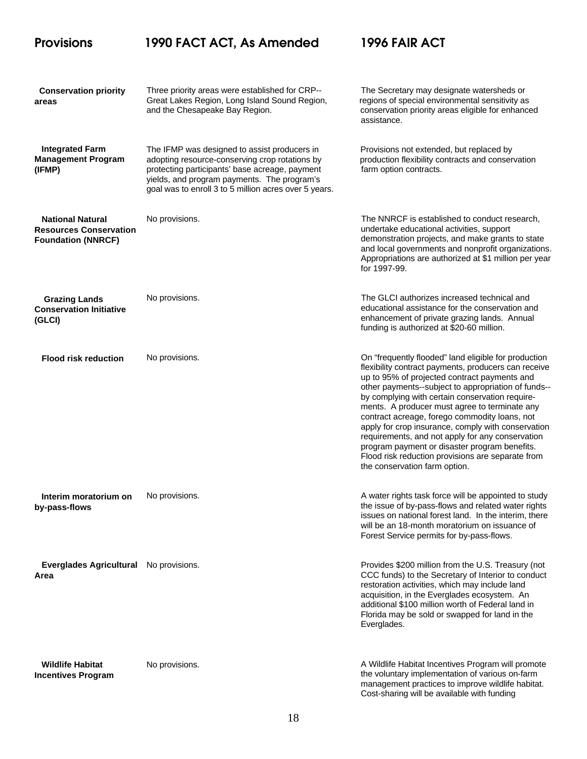| Provisions | 1990 FACT ACT, As Amended | 1996 FAIR ACT |
|---|---|---|
| **Conservation priority areas** | Three priority areas were established for CRP--Great Lakes Region, Long Island Sound Region, and the Chesapeake Bay Region. | The Secretary may designate watersheds or regions of special environmental sensitivity as conservation priority areas eligible for enhanced assistance. |
| **Integrated Farm Management Program (IFMP)** | The IFMP was designed to assist producers in adopting resource-conserving crop rotations by protecting participants' base acreage, payment yields, and program payments. The program's goal was to enroll 3 to 5 million acres over 5 years. | Provisions not extended, but replaced by production flexibility contracts and conservation farm option contracts. |
| **National Natural Resources Conservation Foundation (NNRCF)** | No provisions. | The NNRCF is established to conduct research, undertake educational activities, support demonstration projects, and make grants to state and local governments and nonprofit organizations. Appropriations are authorized at $1 million per year for 1997-99. |
| **Grazing Lands Conservation Initiative (GLCI)** | No provisions. | The GLCI authorizes increased technical and educational assistance for the conservation and enhancement of private grazing lands. Annual funding is authorized at $20-60 million. |
| **Flood risk reduction** | No provisions. | On "frequently flooded" land eligible for production flexibility contract payments, producers can receive up to 95% of projected contract payments and other payments--subject to appropriation of funds--by complying with certain conservation requirements. A producer must agree to terminate any contract acreage, forego commodity loans, not apply for crop insurance, comply with conservation requirements, and not apply for any conservation program payment or disaster program benefits. Flood risk reduction provisions are separate from the conservation farm option. |
| **Interim moratorium on by-pass-flows** | No provisions. | A water rights task force will be appointed to study the issue of by-pass-flows and related water rights issues on national forest land. In the interim, there will be an 18-month moratorium on issuance of Forest Service permits for by-pass-flows. |
| **Everglades Agricultural Area** | No provisions. | Provides $200 million from the U.S. Treasury (not CCC funds) to the Secretary of Interior to conduct restoration activities, which may include land acquisition, in the Everglades ecosystem. An additional $100 million worth of Federal land in Florida may be sold or swapped for land in the Everglades. |
| **Wildlife Habitat Incentives Program** | No provisions. | A Wildlife Habitat Incentives Program will promote the voluntary implementation of various on-farm management practices to improve wildlife habitat. Cost-sharing will be available with funding |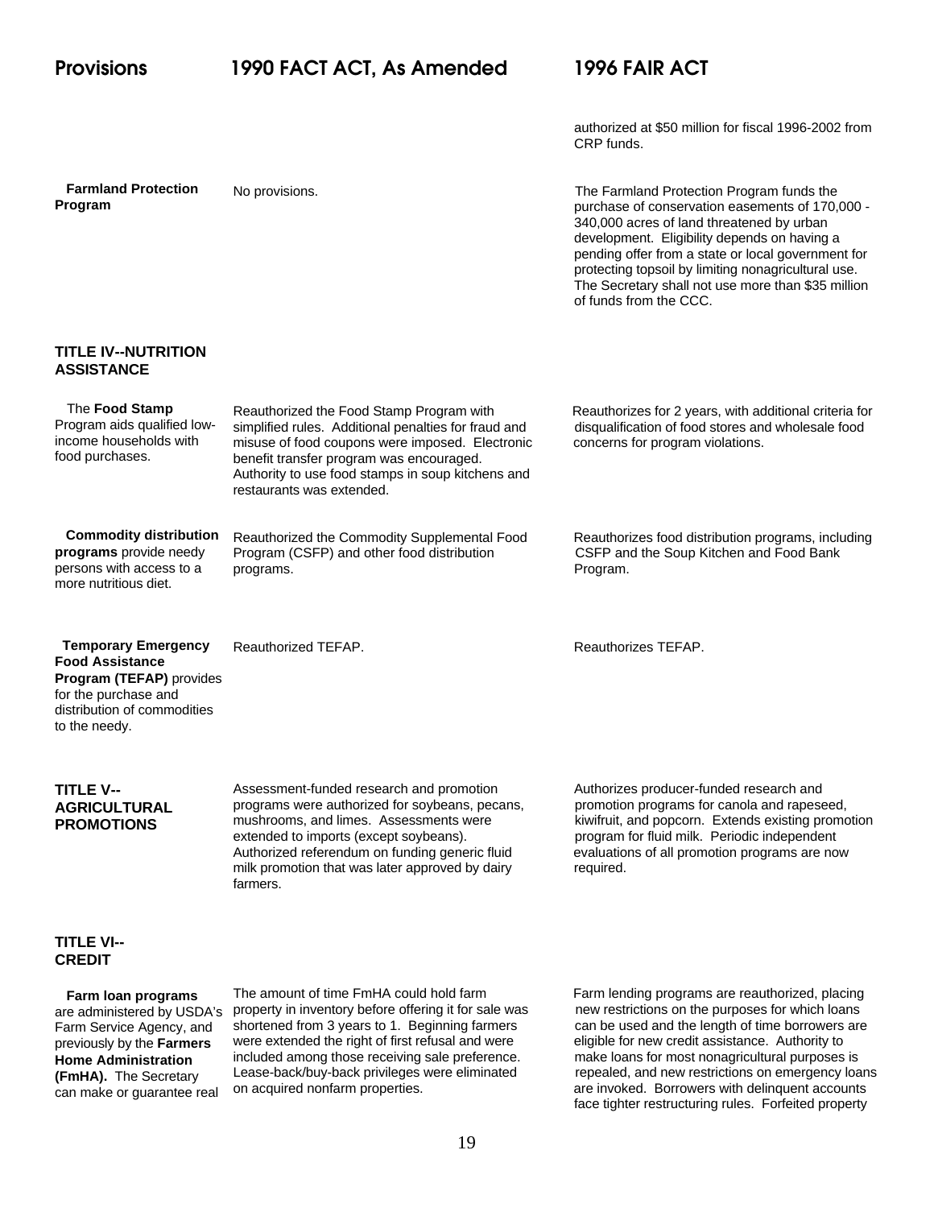| Provisions | 1990 FACT ACT, As Amended | 1996 FAIR ACT |
|---|---|---|
| | | authorized at $50 million for fiscal 1996-2002 from CRP funds. |
| **Farmland Protection Program** | No provisions. | The Farmland Protection Program funds the purchase of conservation easements of 170,000 - 340,000 acres of land threatened by urban development. Eligibility depends on having a pending offer from a state or local government for protecting topsoil by limiting nonagricultural use. The Secretary shall not use more than $35 million of funds from the CCC. |
| **TITLE IV--NUTRITION ASSISTANCE** | | |
| The **Food Stamp** Program aids qualified low-income households with food purchases. | Reauthorized the Food Stamp Program with simplified rules. Additional penalties for fraud and misuse of food coupons were imposed. Electronic benefit transfer program was encouraged. Authority to use food stamps in soup kitchens and restaurants was extended. | Reauthorizes for 2 years, with additional criteria for disqualification of food stores and wholesale food concerns for program violations. |
| **Commodity distribution programs** provide needy persons with access to a more nutritious diet. | Reauthorized the Commodity Supplemental Food Program (CSFP) and other food distribution programs. | Reauthorizes food distribution programs, including CSFP and the Soup Kitchen and Food Bank Program. |
| **Temporary Emergency Food Assistance Program (TEFAP)** provides for the purchase and distribution of commodities to the needy. | Reauthorized TEFAP. | Reauthorizes TEFAP. |
| **TITLE V--AGRICULTURAL PROMOTIONS** | Assessment-funded research and promotion programs were authorized for soybeans, pecans, mushrooms, and limes. Assessments were extended to imports (except soybeans). Authorized referendum on funding generic fluid milk promotion that was later approved by dairy farmers. | Authorizes producer-funded research and promotion programs for canola and rapeseed, kiwifruit, and popcorn. Extends existing promotion program for fluid milk. Periodic independent evaluations of all promotion programs are now required. |
| **TITLE VI--CREDIT** | | |
| **Farm loan programs** are administered by USDA's Farm Service Agency, and previously by the **Farmers Home Administration (FmHA).** The Secretary can make or guarantee real | The amount of time FmHA could hold farm property in inventory before offering it for sale was shortened from 3 years to 1. Beginning farmers were extended the right of first refusal and were included among those receiving sale preference. Lease-back/buy-back privileges were eliminated on acquired nonfarm properties. | Farm lending programs are reauthorized, placing new restrictions on the purposes for which loans can be used and the length of time borrowers are eligible for new credit assistance. Authority to make loans for most nonagricultural purposes is repealed, and new restrictions on emergency loans are invoked. Borrowers with delinquent accounts face tighter restructuring rules. Forfeited property |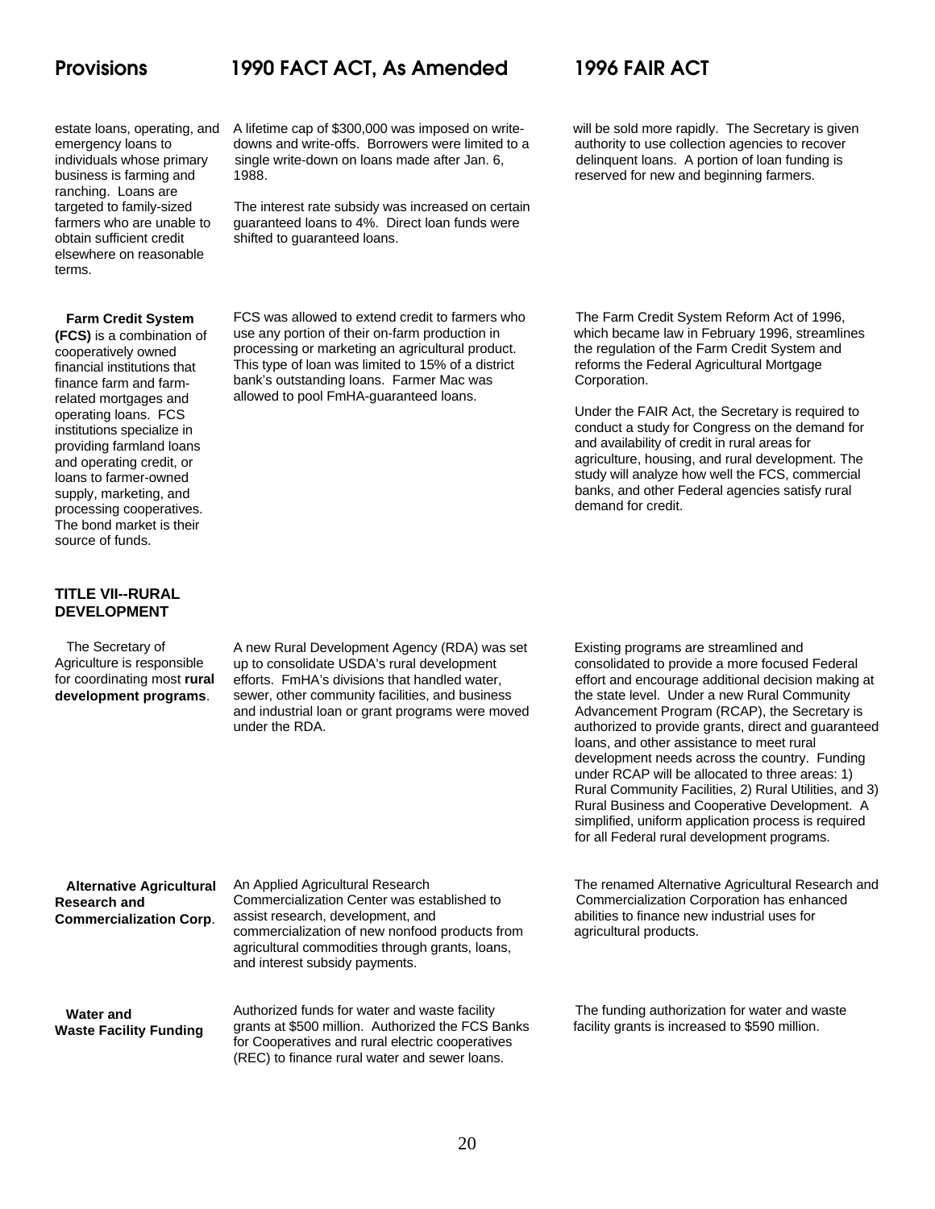| Provisions | 1990 FACT ACT, As Amended | 1996 FAIR ACT |
|---|---|---|
| estate loans, operating, and emergency loans to individuals whose primary business is farming and ranching. Loans are targeted to family-sized farmers who are unable to obtain sufficient credit elsewhere on reasonable terms. | A lifetime cap of $300,000 was imposed on write-downs and write-offs. Borrowers were limited to a single write-down on loans made after Jan. 6, 1988. The interest rate subsidy was increased on certain guaranteed loans to 4%. Direct loan funds were shifted to guaranteed loans. | will be sold more rapidly. The Secretary is given authority to use collection agencies to recover delinquent loans. A portion of loan funding is reserved for new and beginning farmers. |
| **Farm Credit System (FCS)** is a combination of cooperatively owned financial institutions that finance farm and farm-related mortgages and operating loans. FCS institutions specialize in providing farmland loans and operating credit, or loans to farmer-owned supply, marketing, and processing cooperatives. The bond market is their source of funds. | FCS was allowed to extend credit to farmers who use any portion of their on-farm production in processing or marketing an agricultural product. This type of loan was limited to 15% of a district bank's outstanding loans. Farmer Mac was allowed to pool FmHA-guaranteed loans. | The Farm Credit System Reform Act of 1996, which became law in February 1996, streamlines the regulation of the Farm Credit System and reforms the Federal Agricultural Mortgage Corporation. Under the FAIR Act, the Secretary is required to conduct a study for Congress on the demand for and availability of credit in rural areas for agriculture, housing, and rural development. The study will analyze how well the FCS, commercial banks, and other Federal agencies satisfy rural demand for credit. |
| **TITLE VII--RURAL DEVELOPMENT** | | |
| The Secretary of Agriculture is responsible for coordinating most **rural development programs**. | A new Rural Development Agency (RDA) was set up to consolidate USDA's rural development efforts. FmHA's divisions that handled water, sewer, other community facilities, and business and industrial loan or grant programs were moved under the RDA. | Existing programs are streamlined and consolidated to provide a more focused Federal effort and encourage additional decision making at the state level. Under a new Rural Community Advancement Program (RCAP), the Secretary is authorized to provide grants, direct and guaranteed loans, and other assistance to meet rural development needs across the country. Funding under RCAP will be allocated to three areas: 1) Rural Community Facilities, 2) Rural Utilities, and 3) Rural Business and Cooperative Development. A simplified, uniform application process is required for all Federal rural development programs. |
| **Alternative Agricultural Research and Commercialization Corp**. | An Applied Agricultural Research Commercialization Center was established to assist research, development, and commercialization of new nonfood products from agricultural commodities through grants, loans, and interest subsidy payments. | The renamed Alternative Agricultural Research and Commercialization Corporation has enhanced abilities to finance new industrial uses for agricultural products. |
| **Water and Waste Facility Funding** | Authorized funds for water and waste facility grants at $500 million. Authorized the FCS Banks for Cooperatives and rural electric cooperatives (REC) to finance rural water and sewer loans. | The funding authorization for water and waste facility grants is increased to $590 million. |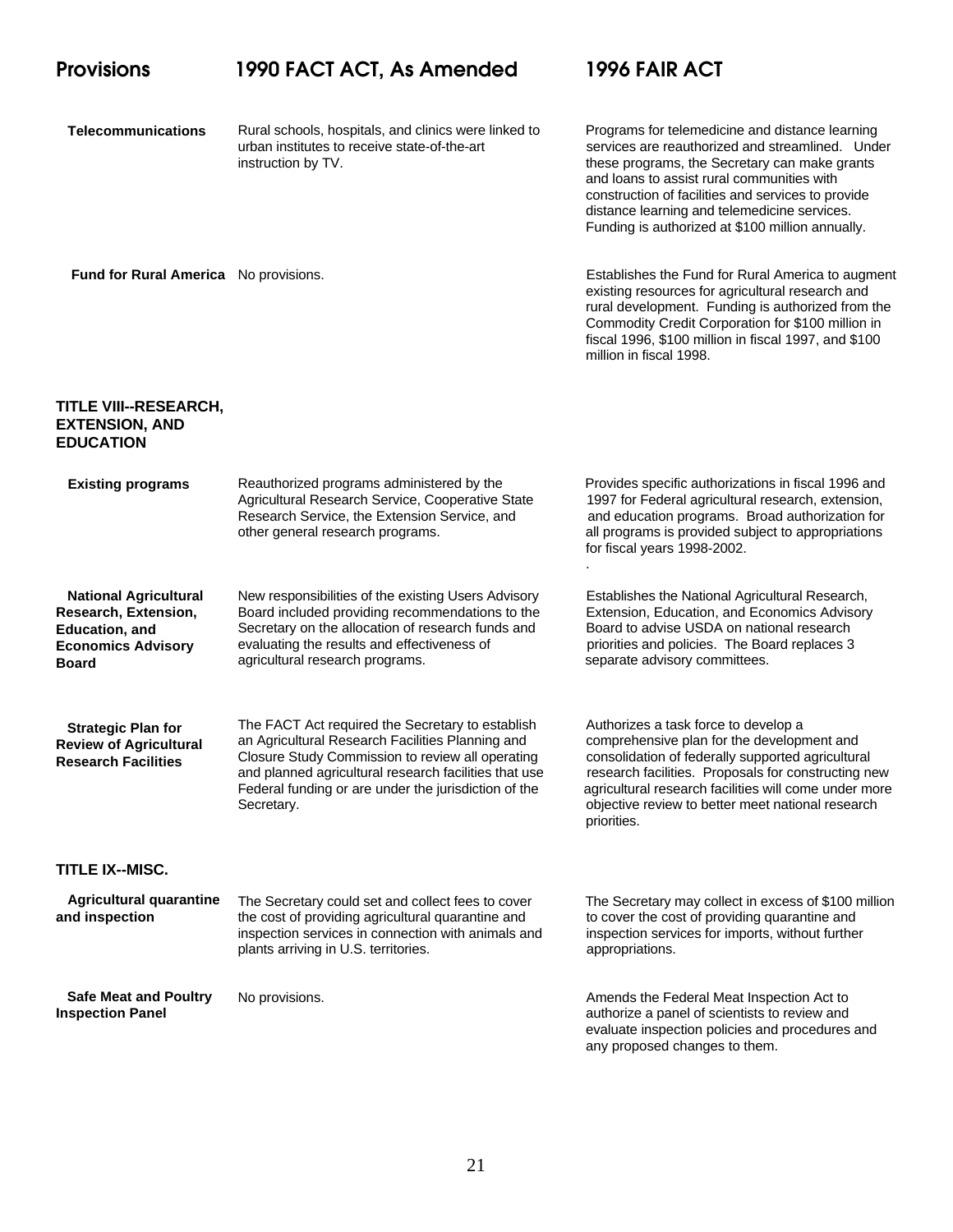| Provisions | 1990 FACT ACT, As Amended | 1996 FAIR ACT |
|---|---|---|
| **Telecommunications** | Rural schools, hospitals, and clinics were linked to urban institutes to receive state-of-the-art instruction by TV. | Programs for telemedicine and distance learning services are reauthorized and streamlined. Under these programs, the Secretary can make grants and loans to assist rural communities with construction of facilities and services to provide distance learning and telemedicine services. Funding is authorized at $100 million annually. |
| **Fund for Rural America** | No provisions. | Establishes the Fund for Rural America to augment existing resources for agricultural research and rural development. Funding is authorized from the Commodity Credit Corporation for $100 million in fiscal 1996, $100 million in fiscal 1997, and $100 million in fiscal 1998. |
| **TITLE VIII--RESEARCH, EXTENSION, AND EDUCATION** | | |
| **Existing programs** | Reauthorized programs administered by the Agricultural Research Service, Cooperative State Research Service, the Extension Service, and other general research programs. | Provides specific authorizations in fiscal 1996 and 1997 for Federal agricultural research, extension, and education programs. Broad authorization for all programs is provided subject to appropriations for fiscal years 1998-2002. |
| **National Agricultural Research, Extension, Education, and Economics Advisory Board** | New responsibilities of the existing Users Advisory Board included providing recommendations to the Secretary on the allocation of research funds and evaluating the results and effectiveness of agricultural research programs. | Establishes the National Agricultural Research, Extension, Education, and Economics Advisory Board to advise USDA on national research priorities and policies. The Board replaces 3 separate advisory committees. |
| **Strategic Plan for Review of Agricultural Research Facilities** | The FACT Act required the Secretary to establish an Agricultural Research Facilities Planning and Closure Study Commission to review all operating and planned agricultural research facilities that use Federal funding or are under the jurisdiction of the Secretary. | Authorizes a task force to develop a comprehensive plan for the development and consolidation of federally supported agricultural research facilities. Proposals for constructing new agricultural research facilities will come under more objective review to better meet national research priorities. |
| **TITLE IX--MISC.** | | |
| **Agricultural quarantine and inspection** | The Secretary could set and collect fees to cover the cost of providing agricultural quarantine and inspection services in connection with animals and plants arriving in U.S. territories. | The Secretary may collect in excess of $100 million to cover the cost of providing quarantine and inspection services for imports, without further appropriations. |
| **Safe Meat and Poultry Inspection Panel** | No provisions. | Amends the Federal Meat Inspection Act to authorize a panel of scientists to review and evaluate inspection policies and procedures and any proposed changes to them. |